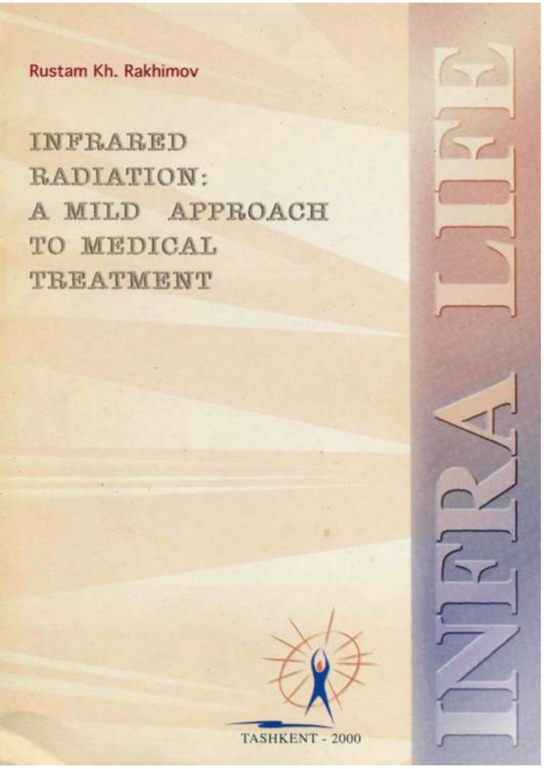Rustam Kh. Rakhimov

# INFRARED RADIATION: A MILD APPROACH TO MEDICAL TREATMENT

INFRA LIFE

TASHKENT - 2000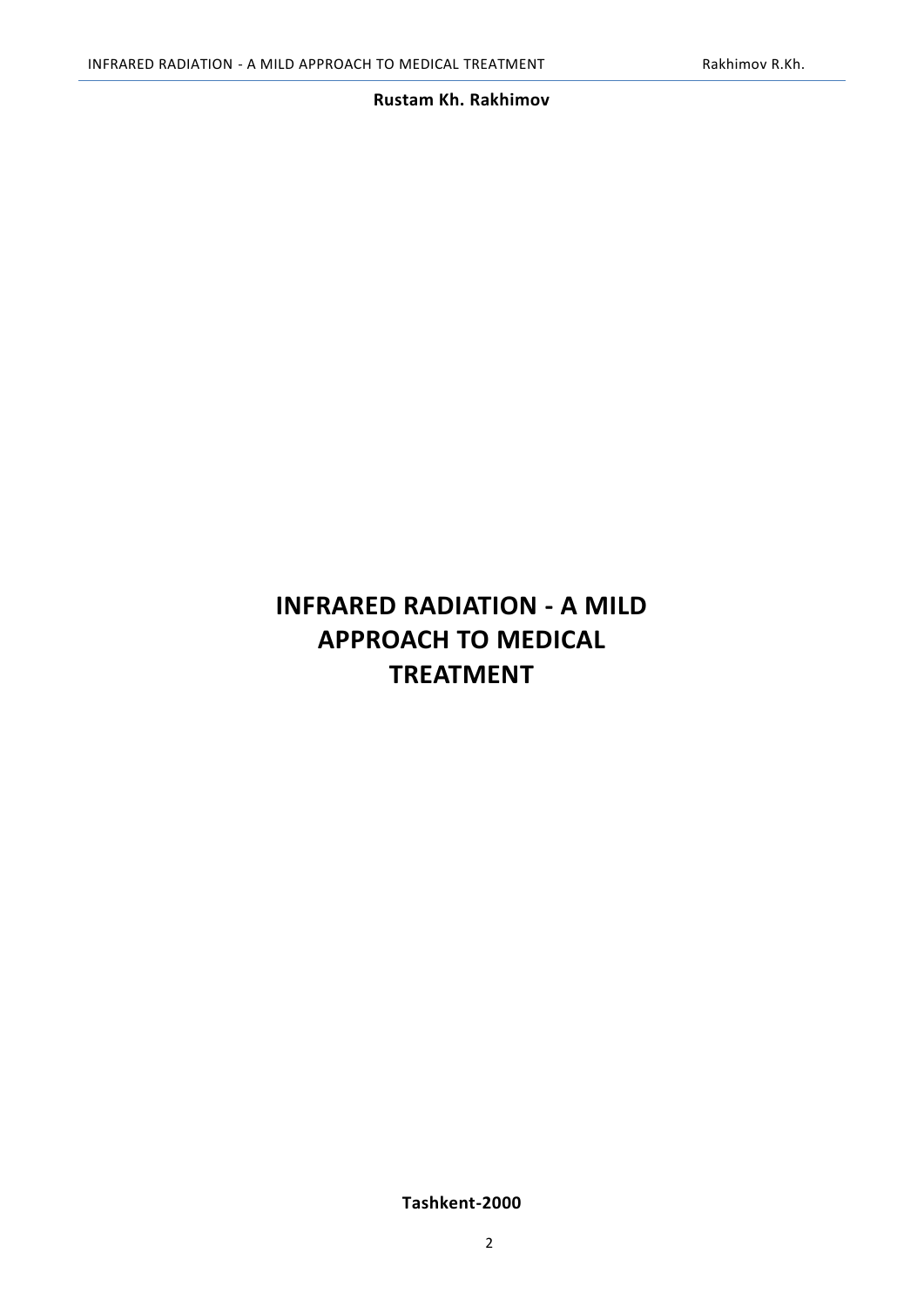**Rustam Kh. Rakhimov**

# INFRARED RADIATION - A MILD APPROACH TO MEDICAL TREATMENT

**Tashkent-2000**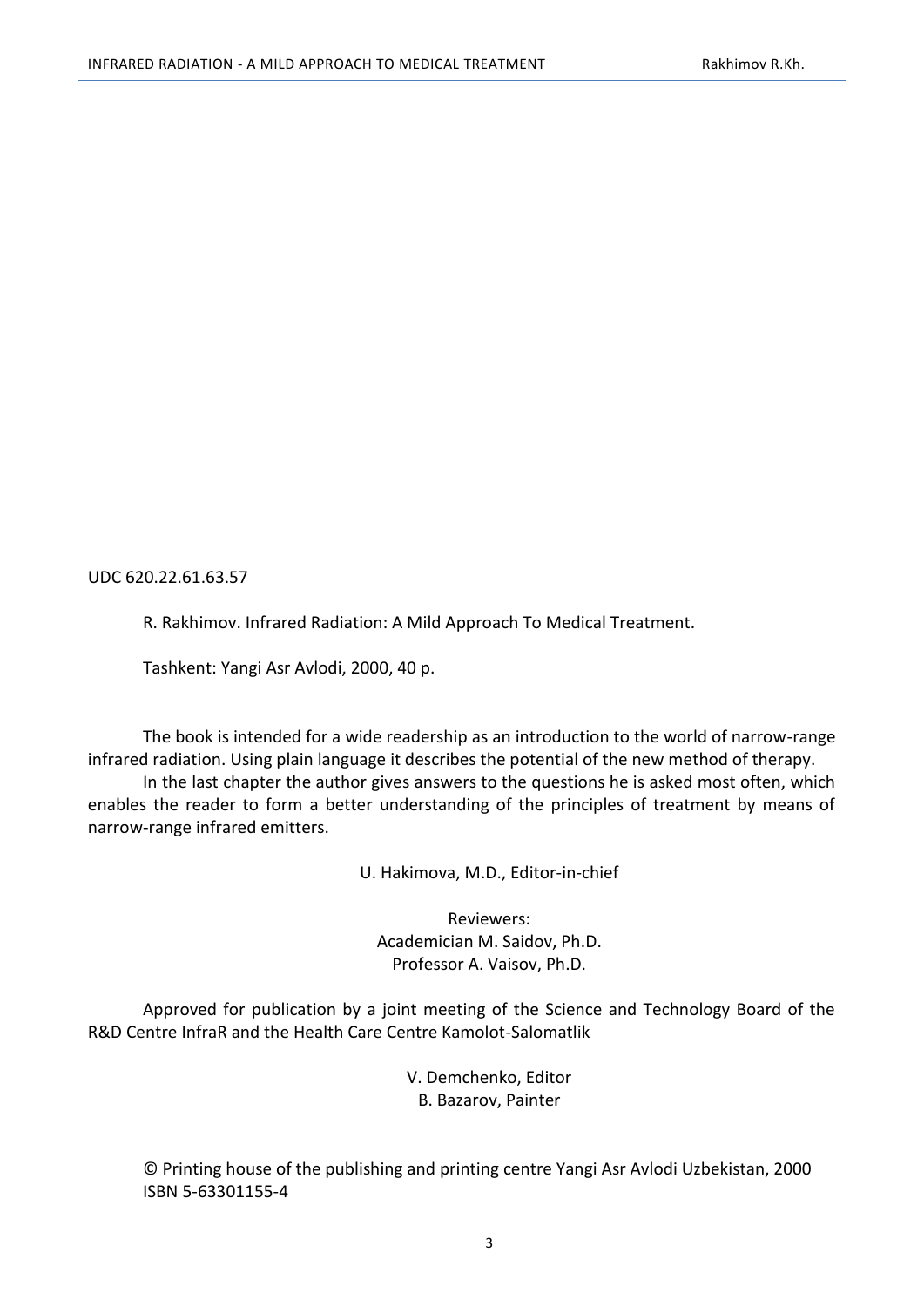UDC 620.22.61.63.57

R. Rakhimov. Infrared Radiation: A Mild Approach To Medical Treatment.

Tashkent: Yangi Asr Avlodi, 2000, 40 p.

The book is intended for a wide readership as an introduction to the world of narrow-range infrared radiation. Using plain language it describes the potential of the new method of therapy.

In the last chapter the author gives answers to the questions he is asked most often, which enables the reader to form a better understanding of the principles of treatment by means of narrow-range infrared emitters.

U. Hakimova, M.D., Editor-in-chief

Reviewers:
Academician M. Saidov, Ph.D.
Professor A. Vaisov, Ph.D.

Approved for publication by a joint meeting of the Science and Technology Board of the R&D Centre InfraR and the Health Care Centre Kamolot-Salomatlik

V. Demchenko, Editor
B. Bazarov, Painter

© Printing house of the publishing and printing centre Yangi Asr Avlodi Uzbekistan, 2000
ISBN 5-63301155-4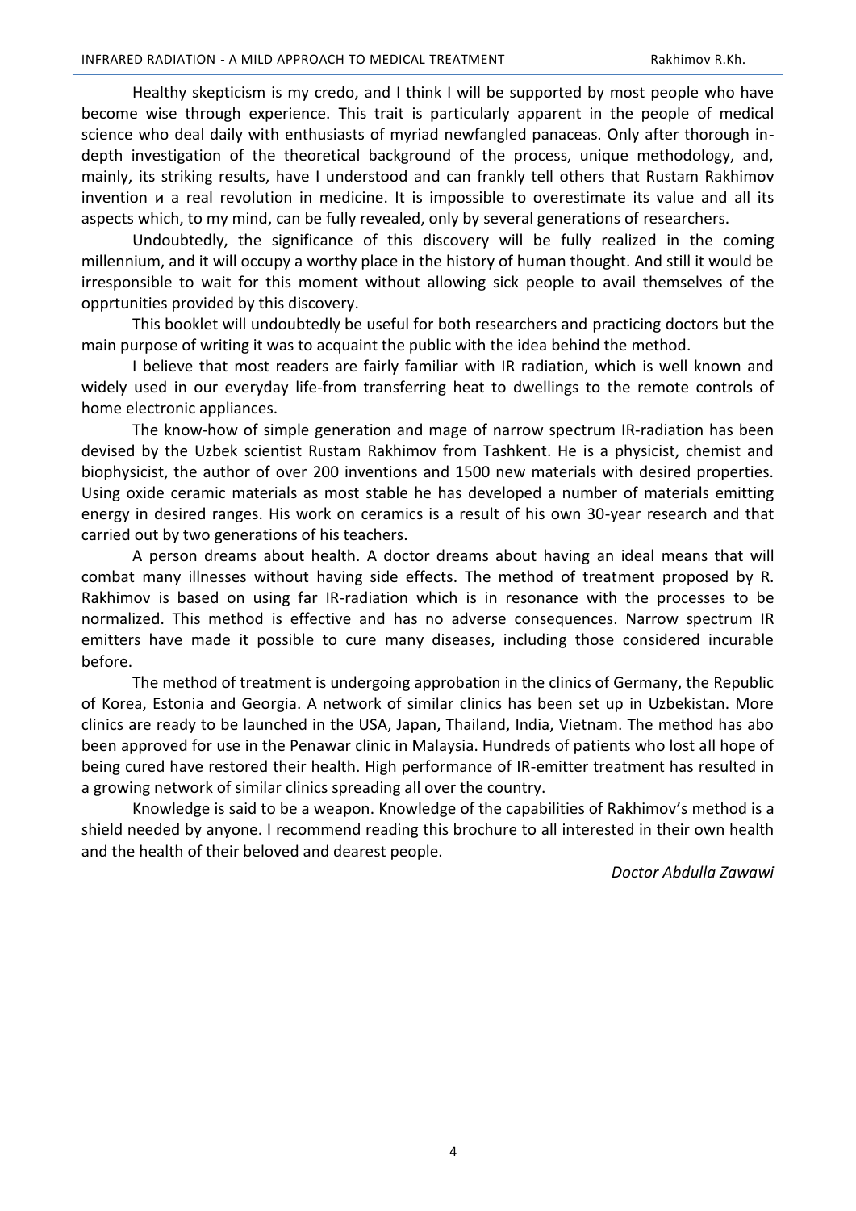Healthy skepticism is my credo, and I think I will be supported by most people who have become wise through experience. This trait is particularly apparent in the people of medical science who deal daily with enthusiasts of myriad newfangled panaceas. Only after thorough in-depth investigation of the theoretical background of the process, unique methodology, and, mainly, its striking results, have I understood and can frankly tell others that Rustam Rakhimov invention и a real revolution in medicine. It is impossible to overestimate its value and all its aspects which, to my mind, can be fully revealed, only by several generations of researchers.

Undoubtedly, the significance of this discovery will be fully realized in the coming millennium, and it will occupy a worthy place in the history of human thought. And still it would be irresponsible to wait for this moment without allowing sick people to avail themselves of the opprtunities provided by this discovery.

This booklet will undoubtedly be useful for both researchers and practicing doctors but the main purpose of writing it was to acquaint the public with the idea behind the method.

I believe that most readers are fairly familiar with IR radiation, which is well known and widely used in our everyday life-from transferring heat to dwellings to the remote controls of home electronic appliances.

The know-how of simple generation and mage of narrow spectrum IR-radiation has been devised by the Uzbek scientist Rustam Rakhimov from Tashkent. He is a physicist, chemist and biophysicist, the author of over 200 inventions and 1500 new materials with desired properties. Using oxide ceramic materials as most stable he has developed a number of materials emitting energy in desired ranges. His work on ceramics is a result of his own 30-year research and that carried out by two generations of his teachers.

A person dreams about health. A doctor dreams about having an ideal means that will combat many illnesses without having side effects. The method of treatment proposed by R. Rakhimov is based on using far IR-radiation which is in resonance with the processes to be normalized. This method is effective and has no adverse consequences. Narrow spectrum IR emitters have made it possible to cure many diseases, including those considered incurable before.

The method of treatment is undergoing approbation in the clinics of Germany, the Republic of Korea, Estonia and Georgia. A network of similar clinics has been set up in Uzbekistan. More clinics are ready to be launched in the USA, Japan, Thailand, India, Vietnam. The method has abo been approved for use in the Penawar clinic in Malaysia. Hundreds of patients who lost all hope of being cured have restored their health. High performance of IR-emitter treatment has resulted in a growing network of similar clinics spreading all over the country.

Knowledge is said to be a weapon. Knowledge of the capabilities of Rakhimov's method is a shield needed by anyone. I recommend reading this brochure to all interested in their own health and the health of their beloved and dearest people.

*Doctor Abdulla Zawawi*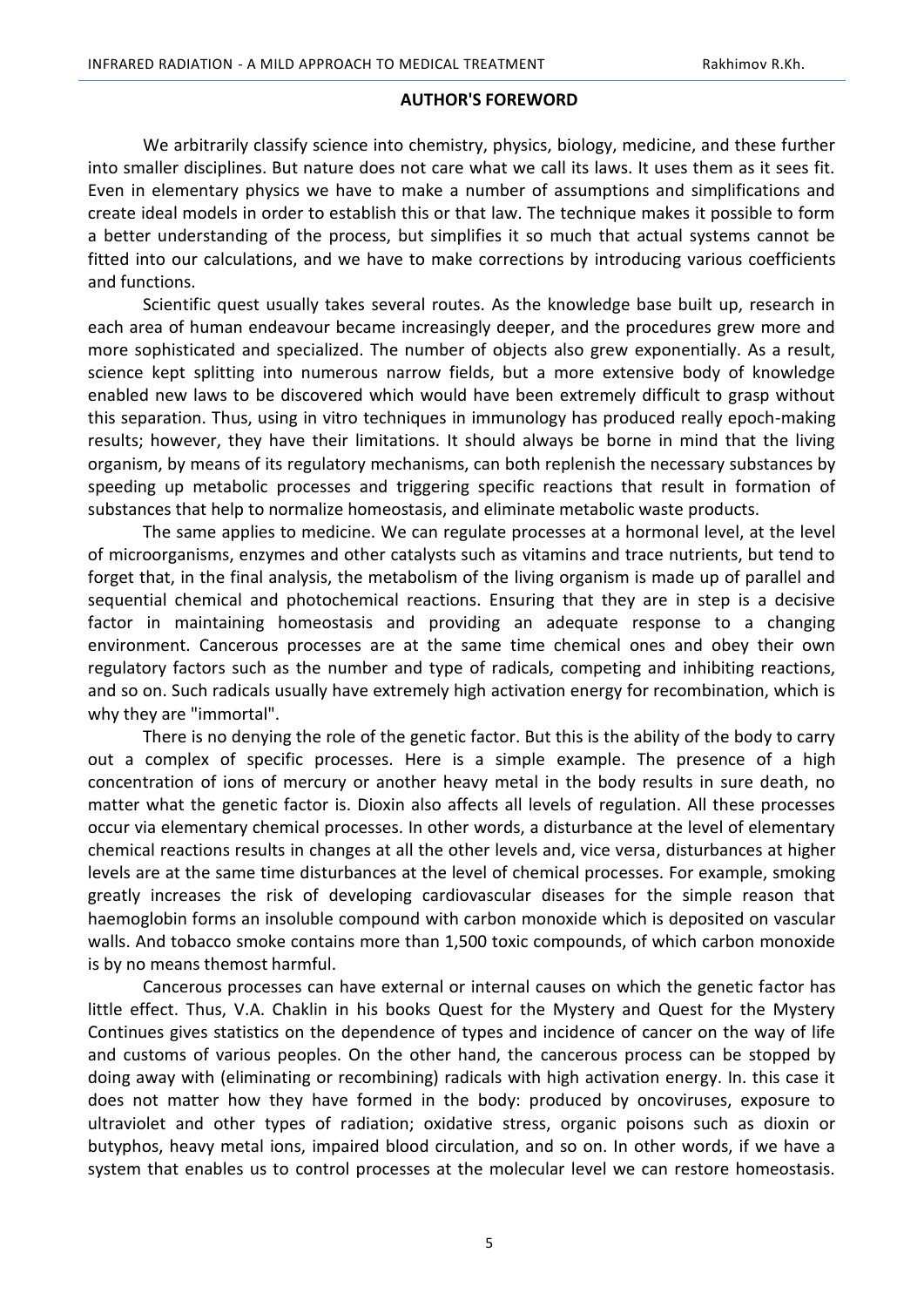## AUTHOR'S FOREWORD

We arbitrarily classify science into chemistry, physics, biology, medicine, and these further into smaller disciplines. But nature does not care what we call its laws. It uses them as it sees fit. Even in elementary physics we have to make a number of assumptions and simplifications and create ideal models in order to establish this or that law. The technique makes it possible to form a better understanding of the process, but simplifies it so much that actual systems cannot be fitted into our calculations, and we have to make corrections by introducing various coefficients and functions.

Scientific quest usually takes several routes. As the knowledge base built up, research in each area of human endeavour became increasingly deeper, and the procedures grew more and more sophisticated and specialized. The number of objects also grew exponentially. As a result, science kept splitting into numerous narrow fields, but a more extensive body of knowledge enabled new laws to be discovered which would have been extremely difficult to grasp without this separation. Thus, using in vitro techniques in immunology has produced really epoch-making results; however, they have their limitations. It should always be borne in mind that the living organism, by means of its regulatory mechanisms, can both replenish the necessary substances by speeding up metabolic processes and triggering specific reactions that result in formation of substances that help to normalize homeostasis, and eliminate metabolic waste products.

The same applies to medicine. We can regulate processes at a hormonal level, at the level of microorganisms, enzymes and other catalysts such as vitamins and trace nutrients, but tend to forget that, in the final analysis, the metabolism of the living organism is made up of parallel and sequential chemical and photochemical reactions. Ensuring that they are in step is a decisive factor in maintaining homeostasis and providing an adequate response to a changing environment. Cancerous processes are at the same time chemical ones and obey their own regulatory factors such as the number and type of radicals, competing and inhibiting reactions, and so on. Such radicals usually have extremely high activation energy for recombination, which is why they are "immortal".

There is no denying the role of the genetic factor. But this is the ability of the body to carry out a complex of specific processes. Here is a simple example. The presence of a high concentration of ions of mercury or another heavy metal in the body results in sure death, no matter what the genetic factor is. Dioxin also affects all levels of regulation. All these processes occur via elementary chemical processes. In other words, a disturbance at the level of elementary chemical reactions results in changes at all the other levels and, vice versa, disturbances at higher levels are at the same time disturbances at the level of chemical processes. For example, smoking greatly increases the risk of developing cardiovascular diseases for the simple reason that haemoglobin forms an insoluble compound with carbon monoxide which is deposited on vascular walls. And tobacco smoke contains more than 1,500 toxic compounds, of which carbon monoxide is by no means themost harmful.

Cancerous processes can have external or internal causes on which the genetic factor has little effect. Thus, V.A. Chaklin in his books Quest for the Mystery and Quest for the Mystery Continues gives statistics on the dependence of types and incidence of cancer on the way of life and customs of various peoples. On the other hand, the cancerous process can be stopped by doing away with (eliminating or recombining) radicals with high activation energy. In. this case it does not matter how they have formed in the body: produced by oncoviruses, exposure to ultraviolet and other types of radiation; oxidative stress, organic poisons such as dioxin or butyphos, heavy metal ions, impaired blood circulation, and so on. In other words, if we have a system that enables us to control processes at the molecular level we can restore homeostasis.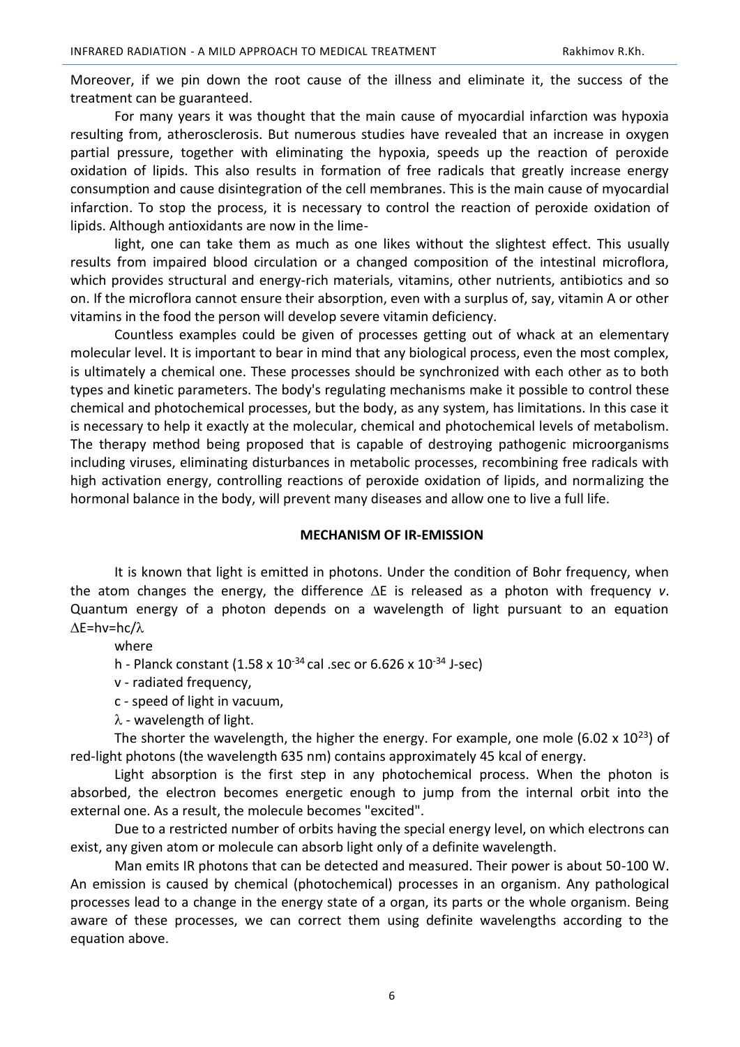Moreover, if we pin down the root cause of the illness and eliminate it, the success of the treatment can be guaranteed.

For many years it was thought that the main cause of myocardial infarction was hypoxia resulting from, atherosclerosis. But numerous studies have revealed that an increase in oxygen partial pressure, together with eliminating the hypoxia, speeds up the reaction of peroxide oxidation of lipids. This also results in formation of free radicals that greatly increase energy consumption and cause disintegration of the cell membranes. This is the main cause of myocardial infarction. To stop the process, it is necessary to control the reaction of peroxide oxidation of lipids. Although antioxidants are now in the lime-

light, one can take them as much as one likes without the slightest effect. This usually results from impaired blood circulation or a changed composition of the intestinal microflora, which provides structural and energy-rich materials, vitamins, other nutrients, antibiotics and so on. If the microflora cannot ensure their absorption, even with a surplus of, say, vitamin A or other vitamins in the food the person will develop severe vitamin deficiency.

Countless examples could be given of processes getting out of whack at an elementary molecular level. It is important to bear in mind that any biological process, even the most complex, is ultimately a chemical one. These processes should be synchronized with each other as to both types and kinetic parameters. The body's regulating mechanisms make it possible to control these chemical and photochemical processes, but the body, as any system, has limitations. In this case it is necessary to help it exactly at the molecular, chemical and photochemical levels of metabolism. The therapy method being proposed that is capable of destroying pathogenic microorganisms including viruses, eliminating disturbances in metabolic processes, recombining free radicals with high activation energy, controlling reactions of peroxide oxidation of lipids, and normalizing the hormonal balance in the body, will prevent many diseases and allow one to live a full life.

## MECHANISM OF IR-EMISSION

It is known that light is emitted in photons. Under the condition of Bohr frequency, when the atom changes the energy, the difference $\Delta E$ is released as a photon with frequency *v*. Quantum energy of a photon depends on a wavelength of light pursuant to an equation $\Delta E = hv = hc/\lambda$

where

h - Planck constant ($1.58 \times 10^{-34}$ cal .sec or $6.626 \times 10^{-34}$ J-sec)

v - radiated frequency,

c - speed of light in vacuum,

$\lambda$ - wavelength of light.

The shorter the wavelength, the higher the energy. For example, one mole ($6.02 \times 10^{23}$) of red-light photons (the wavelength 635 nm) contains approximately 45 kcal of energy.

Light absorption is the first step in any photochemical process. When the photon is absorbed, the electron becomes energetic enough to jump from the internal orbit into the external one. As a result, the molecule becomes "excited".

Due to a restricted number of orbits having the special energy level, on which electrons can exist, any given atom or molecule can absorb light only of a definite wavelength.

Man emits IR photons that can be detected and measured. Their power is about 50-100 W. An emission is caused by chemical (photochemical) processes in an organism. Any pathological processes lead to a change in the energy state of a organ, its parts or the whole organism. Being aware of these processes, we can correct them using definite wavelengths according to the equation above.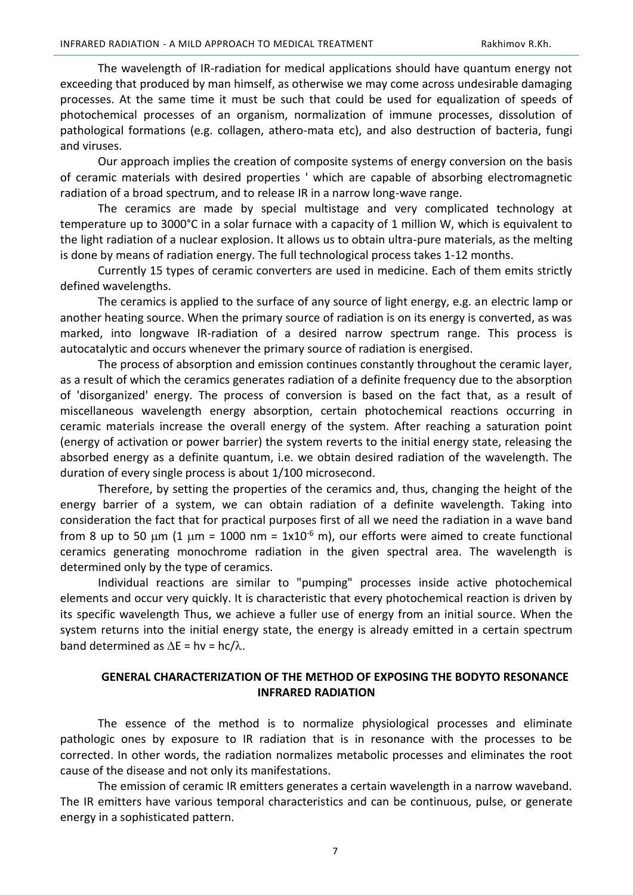The wavelength of IR-radiation for medical applications should have quantum energy not exceeding that produced by man himself, as otherwise we may come across undesirable damaging processes. At the same time it must be such that could be used for equalization of speeds of photochemical processes of an organism, normalization of immune processes, dissolution of pathological formations (e.g. collagen, athero-mata etc), and also destruction of bacteria, fungi and viruses.

Our approach implies the creation of composite systems of energy conversion on the basis of ceramic materials with desired properties ' which are capable of absorbing electromagnetic radiation of a broad spectrum, and to release IR in a narrow long-wave range.

The ceramics are made by special multistage and very complicated technology at temperature up to 3000°C in a solar furnace with a capacity of 1 million W, which is equivalent to the light radiation of a nuclear explosion. It allows us to obtain ultra-pure materials, as the melting is done by means of radiation energy. The full technological process takes 1-12 months.

Currently 15 types of ceramic converters are used in medicine. Each of them emits strictly defined wavelengths.

The ceramics is applied to the surface of any source of light energy, e.g. an electric lamp or another heating source. When the primary source of radiation is on its energy is converted, as was marked, into longwave IR-radiation of a desired narrow spectrum range. This process is autocatalytic and occurs whenever the primary source of radiation is energised.

The process of absorption and emission continues constantly throughout the ceramic layer, as a result of which the ceramics generates radiation of a definite frequency due to the absorption of 'disorganized' energy. The process of conversion is based on the fact that, as a result of miscellaneous wavelength energy absorption, certain photochemical reactions occurring in ceramic materials increase the overall energy of the system. After reaching a saturation point (energy of activation or power barrier) the system reverts to the initial energy state, releasing the absorbed energy as a definite quantum, i.e. we obtain desired radiation of the wavelength. The duration of every single process is about 1/100 microsecond.

Therefore, by setting the properties of the ceramics and, thus, changing the height of the energy barrier of a system, we can obtain radiation of a definite wavelength. Taking into consideration the fact that for practical purposes first of all we need the radiation in a wave band from 8 up to 50 $\mu$m (1 $\mu$m = 1000 nm = $1 \times 10^{-6}$ m), our efforts were aimed to create functional ceramics generating monochrome radiation in the given spectral area. The wavelength is determined only by the type of ceramics.

Individual reactions are similar to "pumping" processes inside active photochemical elements and occur very quickly. It is characteristic that every photochemical reaction is driven by its specific wavelength Thus, we achieve a fuller use of energy from an initial source. When the system returns into the initial energy state, the energy is already emitted in a certain spectrum band determined as $\Delta E = h\nu = hc/\lambda$.

## GENERAL CHARACTERIZATION OF THE METHOD OF EXPOSING THE BODYTO RESONANCE INFRARED RADIATION

The essence of the method is to normalize physiological processes and eliminate pathologic ones by exposure to IR radiation that is in resonance with the processes to be corrected. In other words, the radiation normalizes metabolic processes and eliminates the root cause of the disease and not only its manifestations.

The emission of ceramic IR emitters generates a certain wavelength in a narrow waveband. The IR emitters have various temporal characteristics and can be continuous, pulse, or generate energy in a sophisticated pattern.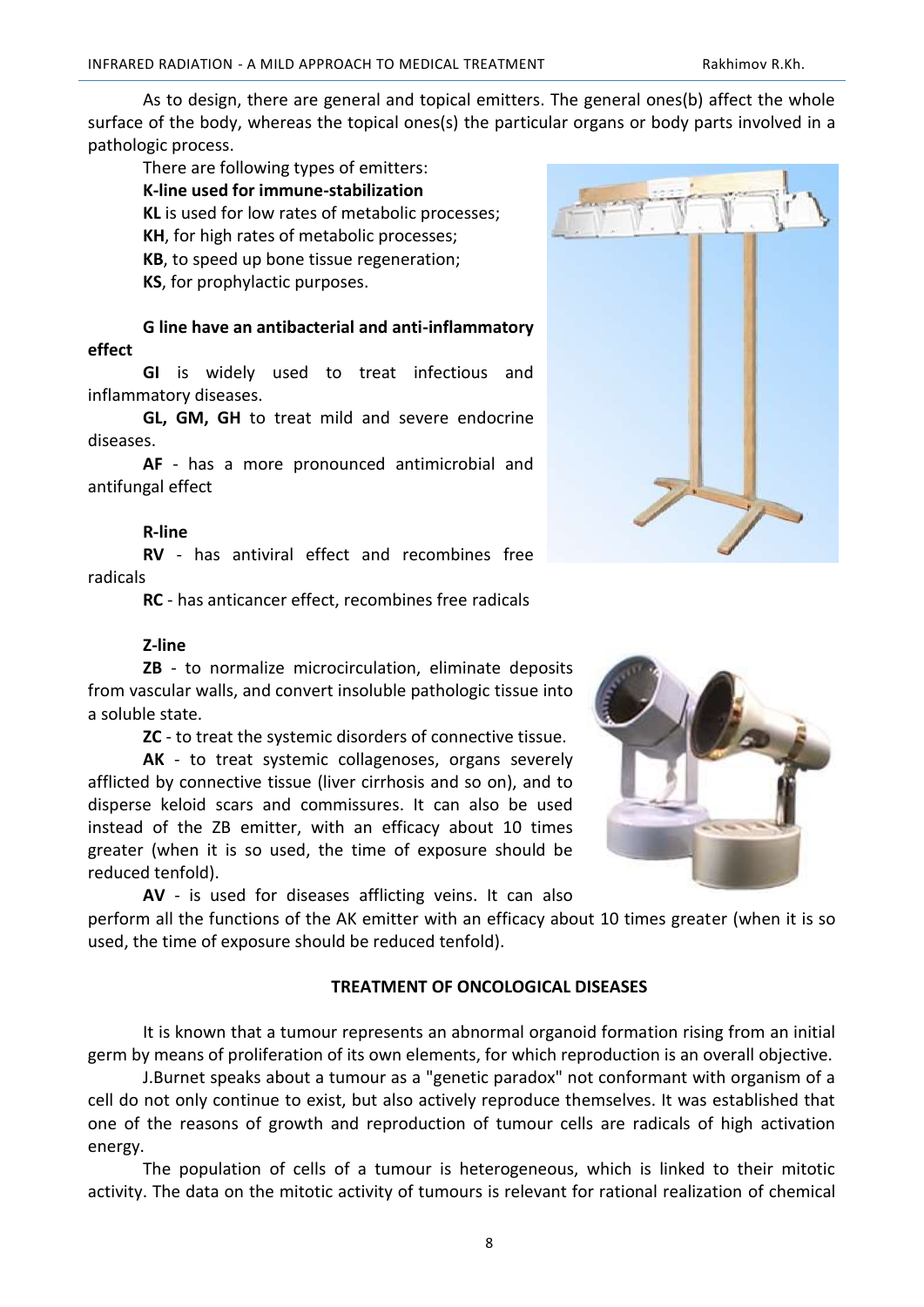As to design, there are general and topical emitters. The general ones(b) affect the whole surface of the body, whereas the topical ones(s) the particular organs or body parts involved in a pathologic process.

There are following types of emitters:

**K-line used for immune-stabilization**

**KL** is used for low rates of metabolic processes;

**KH**, for high rates of metabolic processes;

**KB**, to speed up bone tissue regeneration;

**KS**, for prophylactic purposes.

**G line have an antibacterial and anti-inflammatory effect**

**GI** is widely used to treat infectious and inflammatory diseases.

**GL, GM, GH** to treat mild and severe endocrine diseases.

**AF** - has a more pronounced antimicrobial and antifungal effect

**R-line**

**RV** - has antiviral effect and recombines free radicals

**RC** - has anticancer effect, recombines free radicals

**Z-line**

**ZB** - to normalize microcirculation, eliminate deposits from vascular walls, and convert insoluble pathologic tissue into a soluble state.

**ZC** - to treat the systemic disorders of connective tissue.

**AK** - to treat systemic collagenoses, organs severely afflicted by connective tissue (liver cirrhosis and so on), and to disperse keloid scars and commissures. It can also be used instead of the ZB emitter, with an efficacy about 10 times greater (when it is so used, the time of exposure should be reduced tenfold).

**AV** - is used for diseases afflicting veins. It can also perform all the functions of the AK emitter with an efficacy about 10 times greater (when it is so used, the time of exposure should be reduced tenfold).

## TREATMENT OF ONCOLOGICAL DISEASES

It is known that a tumour represents an abnormal organoid formation rising from an initial germ by means of proliferation of its own elements, for which reproduction is an overall objective.

J.Burnet speaks about a tumour as a "genetic paradox" not conformant with organism of a cell do not only continue to exist, but also actively reproduce themselves. It was established that one of the reasons of growth and reproduction of tumour cells are radicals of high activation energy.

The population of cells of a tumour is heterogeneous, which is linked to their mitotic activity. The data on the mitotic activity of tumours is relevant for rational realization of chemical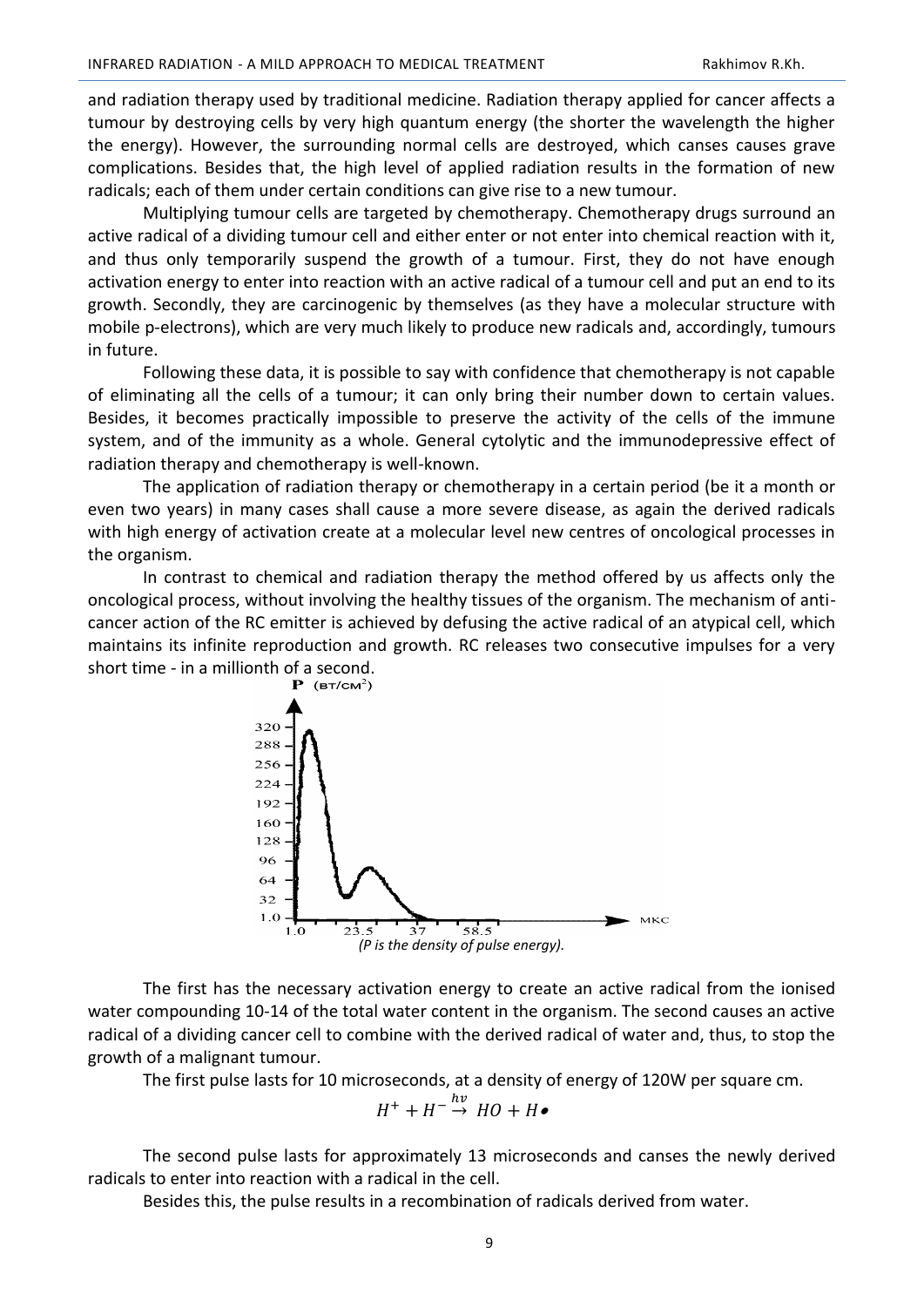and radiation therapy used by traditional medicine. Radiation therapy applied for cancer affects a tumour by destroying cells by very high quantum energy (the shorter the wavelength the higher the energy). However, the surrounding normal cells are destroyed, which canses causes grave complications. Besides that, the high level of applied radiation results in the formation of new radicals; each of them under certain conditions can give rise to a new tumour.

Multiplying tumour cells are targeted by chemotherapy. Chemotherapy drugs surround an active radical of a dividing tumour cell and either enter or not enter into chemical reaction with it, and thus only temporarily suspend the growth of a tumour. First, they do not have enough activation energy to enter into reaction with an active radical of a tumour cell and put an end to its growth. Secondly, they are carcinogenic by themselves (as they have a molecular structure with mobile p-electrons), which are very much likely to produce new radicals and, accordingly, tumours in future.

Following these data, it is possible to say with confidence that chemotherapy is not capable of eliminating all the cells of a tumour; it can only bring their number down to certain values. Besides, it becomes practically impossible to preserve the activity of the cells of the immune system, and of the immunity as a whole. General cytolytic and the immunodepressive effect of radiation therapy and chemotherapy is well-known.

The application of radiation therapy or chemotherapy in a certain period (be it a month or even two years) in many cases shall cause a more severe disease, as again the derived radicals with high energy of activation create at a molecular level new centres of oncological processes in the organism.

In contrast to chemical and radiation therapy the method offered by us affects only the oncological process, without involving the healthy tissues of the organism. The mechanism of anti-cancer action of the RC emitter is achieved by defusing the active radical of an atypical cell, which maintains its infinite reproduction and growth. RC releases two consecutive impulses for a very short time - in a millionth of a second.

*(P is the density of pulse energy).*

The first has the necessary activation energy to create an active radical from the ionised water compounding 10-14 of the total water content in the organism. The second causes an active radical of a dividing cancer cell to combine with the derived radical of water and, thus, to stop the growth of a malignant tumour.

The first pulse lasts for 10 microseconds, at a density of energy of 120W per square cm.

$$H^{+} + H^{-} \xrightarrow{h\nu} HO + H\bullet$$

The second pulse lasts for approximately 13 microseconds and canses the newly derived radicals to enter into reaction with a radical in the cell.

Besides this, the pulse results in a recombination of radicals derived from water.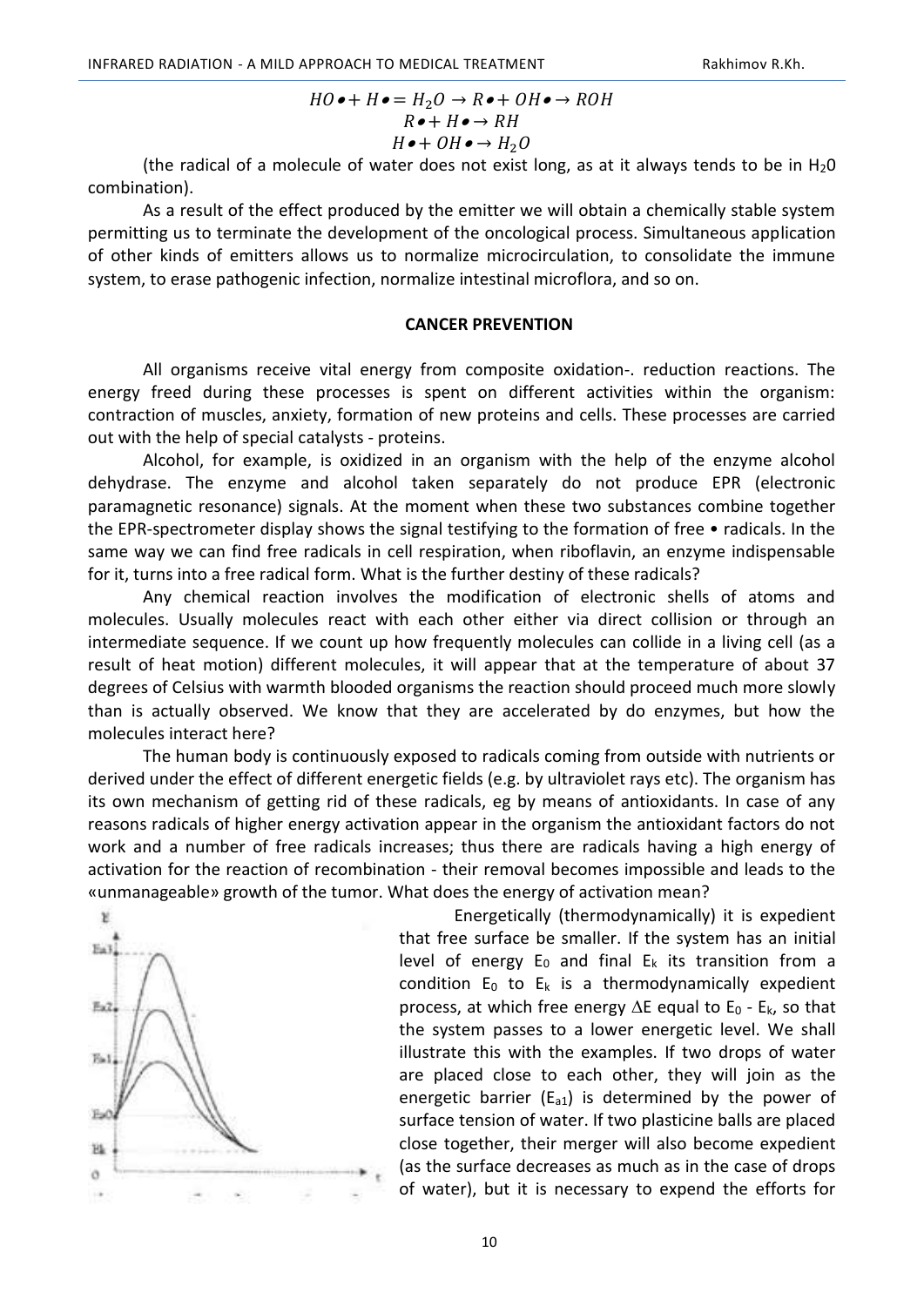$$HO\bullet + H\bullet = H_2O \rightarrow R\bullet + OH\bullet \rightarrow ROH$$
$$R\bullet + H\bullet \rightarrow RH$$
$$H\bullet + OH\bullet \rightarrow H_2O$$

(the radical of a molecule of water does not exist long, as at it always tends to be in $H_20$ combination).

As a result of the effect produced by the emitter we will obtain a chemically stable system permitting us to terminate the development of the oncological process. Simultaneous application of other kinds of emitters allows us to normalize microcirculation, to consolidate the immune system, to erase pathogenic infection, normalize intestinal microflora, and so on.

## CANCER PREVENTION

All organisms receive vital energy from composite oxidation-. reduction reactions. The energy freed during these processes is spent on different activities within the organism: contraction of muscles, anxiety, formation of new proteins and cells. These processes are carried out with the help of special catalysts - proteins.

Alcohol, for example, is oxidized in an organism with the help of the enzyme alcohol dehydrase. The enzyme and alcohol taken separately do not produce EPR (electronic paramagnetic resonance) signals. At the moment when these two substances combine together the EPR-spectrometer display shows the signal testifying to the formation of free • radicals. In the same way we can find free radicals in cell respiration, when riboflavin, an enzyme indispensable for it, turns into a free radical form. What is the further destiny of these radicals?

Any chemical reaction involves the modification of electronic shells of atoms and molecules. Usually molecules react with each other either via direct collision or through an intermediate sequence. If we count up how frequently molecules can collide in a living cell (as a result of heat motion) different molecules, it will appear that at the temperature of about 37 degrees of Celsius with warmth blooded organisms the reaction should proceed much more slowly than is actually observed. We know that they are accelerated by do enzymes, but how the molecules interact here?

The human body is continuously exposed to radicals coming from outside with nutrients or derived under the effect of different energetic fields (e.g. by ultraviolet rays etc). The organism has its own mechanism of getting rid of these radicals, eg by means of antioxidants. In case of any reasons radicals of higher energy activation appear in the organism the antioxidant factors do not work and a number of free radicals increases; thus there are radicals having a high energy of activation for the reaction of recombination - their removal becomes impossible and leads to the «unmanageable» growth of the tumor. What does the energy of activation mean?

Energetically (thermodynamically) it is expedient that free surface be smaller. If the system has an initial level of energy $E_0$ and final $E_k$ its transition from a condition $E_0$ to $E_k$ is a thermodynamically expedient process, at which free energy $\Delta E$ equal to $E_0$ - $E_k$, so that the system passes to a lower energetic level. We shall illustrate this with the examples. If two drops of water are placed close to each other, they will join as the energetic barrier ($E_{a1}$) is determined by the power of surface tension of water. If two plasticine balls are placed close together, their merger will also become expedient (as the surface decreases as much as in the case of drops of water), but it is necessary to expend the efforts for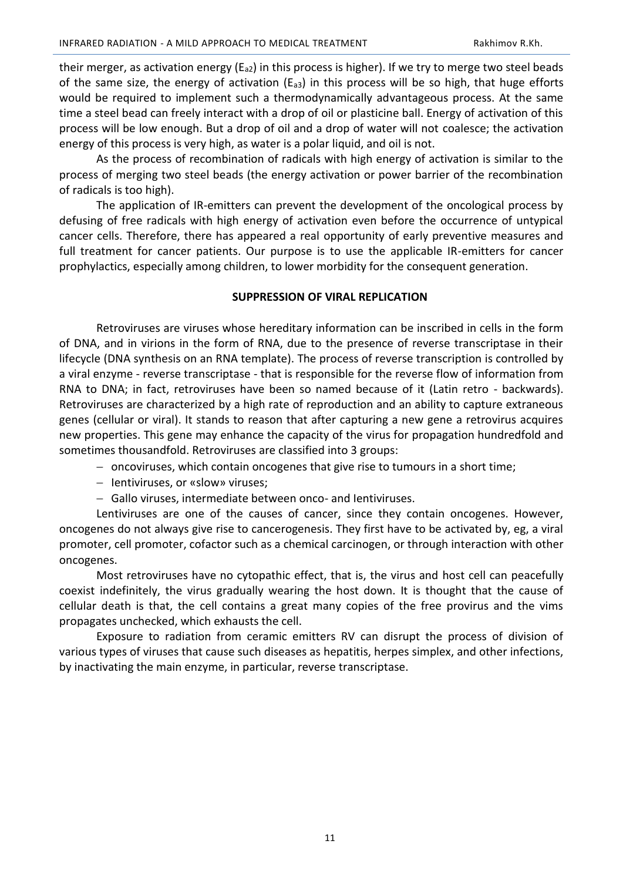their merger, as activation energy ($E_{a2}$) in this process is higher). If we try to merge two steel beads of the same size, the energy of activation ($E_{a3}$) in this process will be so high, that huge efforts would be required to implement such a thermodynamically advantageous process. At the same time a steel bead can freely interact with a drop of oil or plasticine ball. Energy of activation of this process will be low enough. But a drop of oil and a drop of water will not coalesce; the activation energy of this process is very high, as water is a polar liquid, and oil is not.

As the process of recombination of radicals with high energy of activation is similar to the process of merging two steel beads (the energy activation or power barrier of the recombination of radicals is too high).

The application of IR-emitters can prevent the development of the oncological process by defusing of free radicals with high energy of activation even before the occurrence of untypical cancer cells. Therefore, there has appeared a real opportunity of early preventive measures and full treatment for cancer patients. Our purpose is to use the applicable IR-emitters for cancer prophylactics, especially among children, to lower morbidity for the consequent generation.

## SUPPRESSION OF VIRAL REPLICATION

Retroviruses are viruses whose hereditary information can be inscribed in cells in the form of DNA, and in virions in the form of RNA, due to the presence of reverse transcriptase in their lifecycle (DNA synthesis on an RNA template). The process of reverse transcription is controlled by a viral enzyme - reverse transcriptase - that is responsible for the reverse flow of information from RNA to DNA; in fact, retroviruses have been so named because of it (Latin retro - backwards). Retroviruses are characterized by a high rate of reproduction and an ability to capture extraneous genes (cellular or viral). It stands to reason that after capturing a new gene a retrovirus acquires new properties. This gene may enhance the capacity of the virus for propagation hundredfold and sometimes thousandfold. Retroviruses are classified into 3 groups:

- oncoviruses, which contain oncogenes that give rise to tumours in a short time;
- Ientiviruses, or «slow» viruses;
- Gallo viruses, intermediate between onco- and Ientiviruses.

Lentiviruses are one of the causes of cancer, since they contain oncogenes. However, oncogenes do not always give rise to cancerogenesis. They first have to be activated by, eg, a viral promoter, cell promoter, cofactor such as a chemical carcinogen, or through interaction with other oncogenes.

Most retroviruses have no cytopathic effect, that is, the virus and host cell can peacefully coexist indefinitely, the virus gradually wearing the host down. It is thought that the cause of cellular death is that, the cell contains a great many copies of the free provirus and the vims propagates unchecked, which exhausts the cell.

Exposure to radiation from ceramic emitters RV can disrupt the process of division of various types of viruses that cause such diseases as hepatitis, herpes simplex, and other infections, by inactivating the main enzyme, in particular, reverse transcriptase.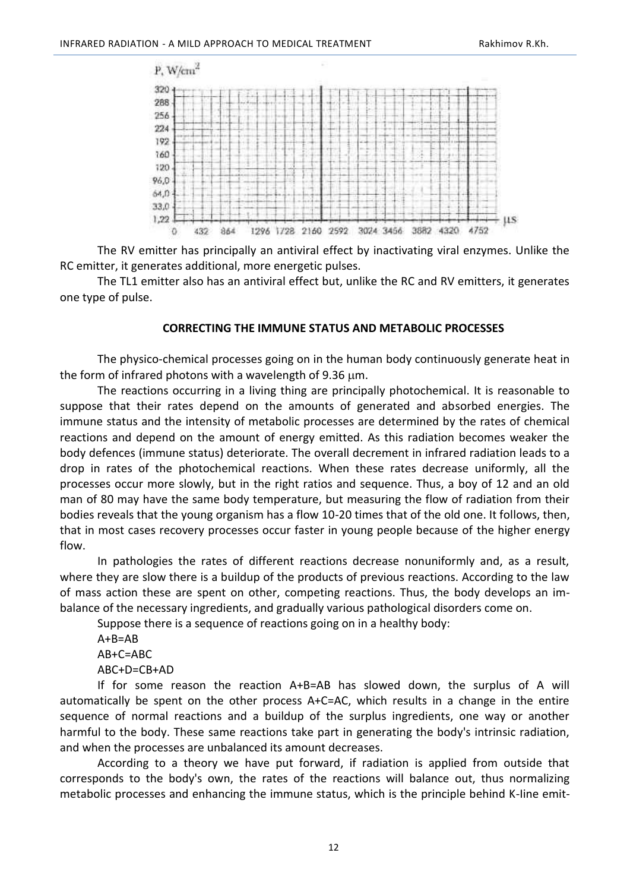The RV emitter has principally an antiviral effect by inactivating viral enzymes. Unlike the RC emitter, it generates additional, more energetic pulses.

The TL1 emitter also has an antiviral effect but, unlike the RC and RV emitters, it generates one type of pulse.

**CORRECTING THE IMMUNE STATUS AND METABOLIC PROCESSES**

The physico-chemical processes going on in the human body continuously generate heat in the form of infrared photons with a wavelength of 9.36 μm.

The reactions occurring in a living thing are principally photochemical. It is reasonable to suppose that their rates depend on the amounts of generated and absorbed energies. The immune status and the intensity of metabolic processes are determined by the rates of chemical reactions and depend on the amount of energy emitted. As this radiation becomes weaker the body defences (immune status) deteriorate. The overall decrement in infrared radiation leads to a drop in rates of the photochemical reactions. When these rates decrease uniformly, all the processes occur more slowly, but in the right ratios and sequence. Thus, a boy of 12 and an old man of 80 may have the same body temperature, but measuring the flow of radiation from their bodies reveals that the young organism has a flow 10-20 times that of the old one. It follows, then, that in most cases recovery processes occur faster in young people because of the higher energy flow.

In pathologies the rates of different reactions decrease nonuniformly and, as a result, where they are slow there is a buildup of the products of previous reactions. According to the law of mass action these are spent on other, competing reactions. Thus, the body develops an imbalance of the necessary ingredients, and gradually various pathological disorders come on.

Suppose there is a sequence of reactions going on in a healthy body:

A+B=AB

AB+C=ABC

ABC+D=CB+AD

If for some reason the reaction A+B=AB has slowed down, the surplus of A will automatically be spent on the other process A+C=AC, which results in a change in the entire sequence of normal reactions and a buildup of the surplus ingredients, one way or another harmful to the body. These same reactions take part in generating the body's intrinsic radiation, and when the processes are unbalanced its amount decreases.

According to a theory we have put forward, if radiation is applied from outside that corresponds to the body's own, the rates of the reactions will balance out, thus normalizing metabolic processes and enhancing the immune status, which is the principle behind K-line emit-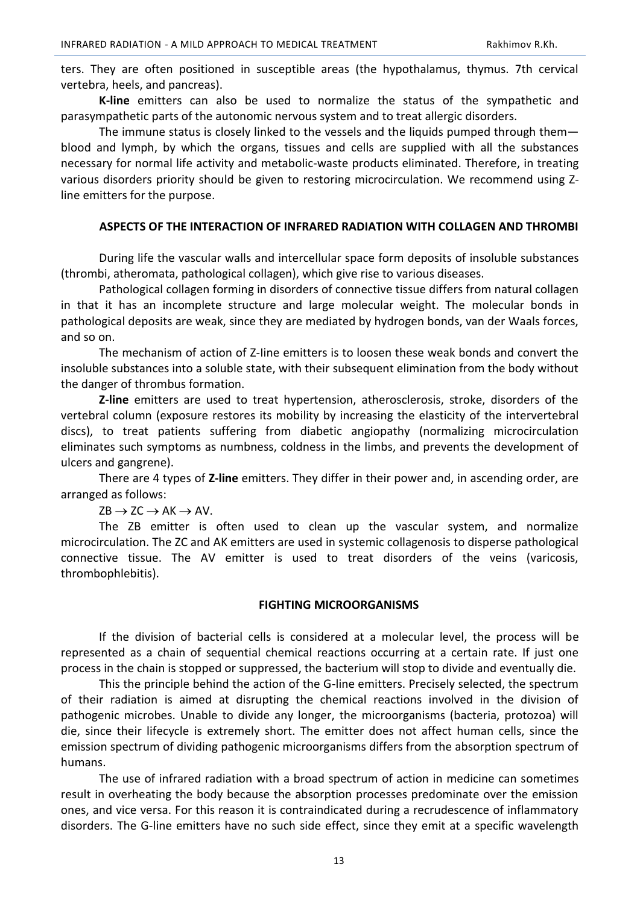ters. They are often positioned in susceptible areas (the hypothalamus, thymus. 7th cervical vertebra, heels, and pancreas).

**K-line** emitters can also be used to normalize the status of the sympathetic and parasympathetic parts of the autonomic nervous system and to treat allergic disorders.

The immune status is closely linked to the vessels and the liquids pumped through them—blood and lymph, by which the organs, tissues and cells are supplied with all the substances necessary for normal life activity and metabolic-waste products eliminated. Therefore, in treating various disorders priority should be given to restoring microcirculation. We recommend using Z-line emitters for the purpose.

### ASPECTS OF THE INTERACTION OF INFRARED RADIATION WITH COLLAGEN AND THROMBI

During life the vascular walls and intercellular space form deposits of insoluble substances (thrombi, atheromata, pathological collagen), which give rise to various diseases.

Pathological collagen forming in disorders of connective tissue differs from natural collagen in that it has an incomplete structure and large molecular weight. The molecular bonds in pathological deposits are weak, since they are mediated by hydrogen bonds, van der Waals forces, and so on.

The mechanism of action of Z-line emitters is to loosen these weak bonds and convert the insoluble substances into a soluble state, with their subsequent elimination from the body without the danger of thrombus formation.

**Z-line** emitters are used to treat hypertension, atherosclerosis, stroke, disorders of the vertebral column (exposure restores its mobility by increasing the elasticity of the intervertebral discs), to treat patients suffering from diabetic angiopathy (normalizing microcirculation eliminates such symptoms as numbness, coldness in the limbs, and prevents the development of ulcers and gangrene).

There are 4 types of **Z-line** emitters. They differ in their power and, in ascending order, are arranged as follows:

ZB → ZC → AK → AV.

The ZB emitter is often used to clean up the vascular system, and normalize microcirculation. The ZC and AK emitters are used in systemic collagenosis to disperse pathological connective tissue. The AV emitter is used to treat disorders of the veins (varicosis, thrombophlebitis).

### FIGHTING MICROORGANISMS

If the division of bacterial cells is considered at a molecular level, the process will be represented as a chain of sequential chemical reactions occurring at a certain rate. If just one process in the chain is stopped or suppressed, the bacterium will stop to divide and eventually die.

This the principle behind the action of the G-line emitters. Precisely selected, the spectrum of their radiation is aimed at disrupting the chemical reactions involved in the division of pathogenic microbes. Unable to divide any longer, the microorganisms (bacteria, protozoa) will die, since their lifecycle is extremely short. The emitter does not affect human cells, since the emission spectrum of dividing pathogenic microorganisms differs from the absorption spectrum of humans.

The use of infrared radiation with a broad spectrum of action in medicine can sometimes result in overheating the body because the absorption processes predominate over the emission ones, and vice versa. For this reason it is contraindicated during a recrudescence of inflammatory disorders. The G-line emitters have no such side effect, since they emit at a specific wavelength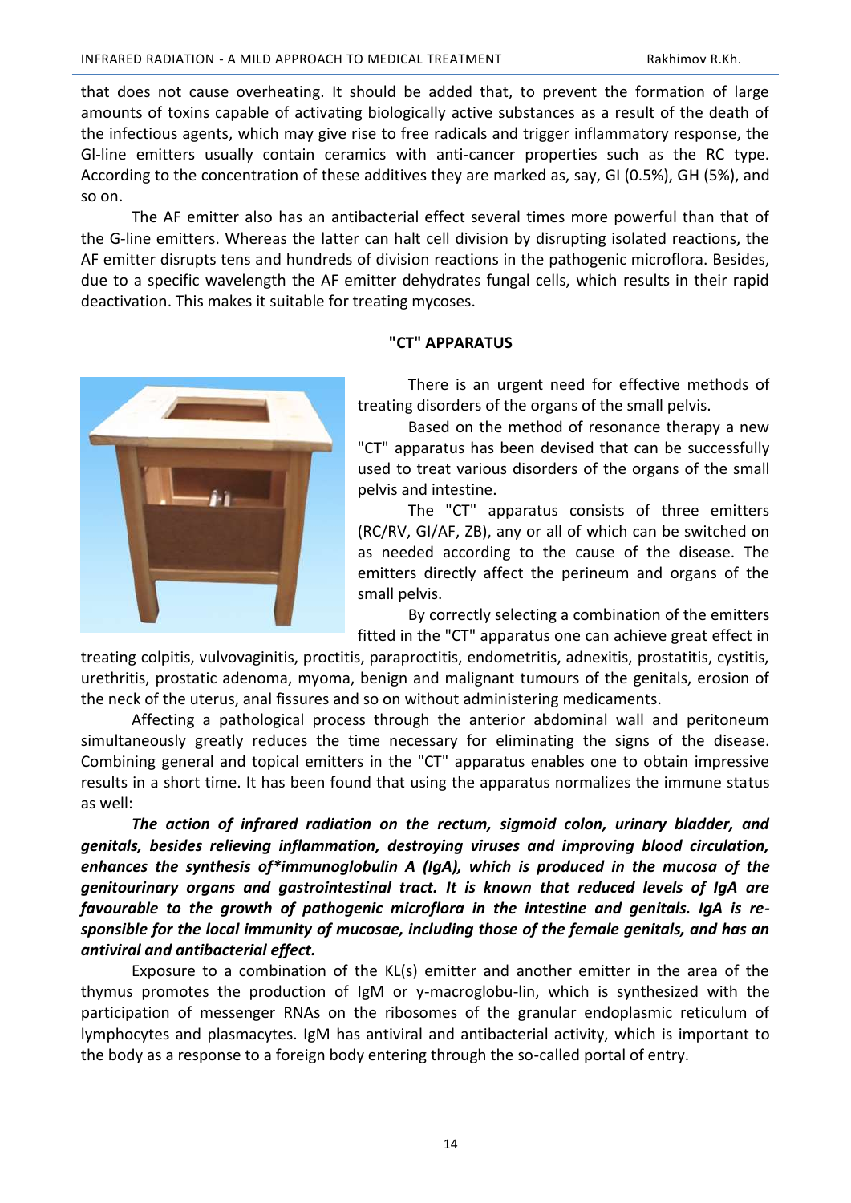that does not cause overheating. It should be added that, to prevent the formation of large amounts of toxins capable of activating biologically active substances as a result of the death of the infectious agents, which may give rise to free radicals and trigger inflammatory response, the Gl-line emitters usually contain ceramics with anti-cancer properties such as the RC type. According to the concentration of these additives they are marked as, say, GI (0.5%), GH (5%), and so on.

The AF emitter also has an antibacterial effect several times more powerful than that of the G-line emitters. Whereas the latter can halt cell division by disrupting isolated reactions, the AF emitter disrupts tens and hundreds of division reactions in the pathogenic microflora. Besides, due to a specific wavelength the AF emitter dehydrates fungal cells, which results in their rapid deactivation. This makes it suitable for treating mycoses.

## "CT" APPARATUS

There is an urgent need for effective methods of treating disorders of the organs of the small pelvis.

Based on the method of resonance therapy a new "CT" apparatus has been devised that can be successfully used to treat various disorders of the organs of the small pelvis and intestine.

The "CT" apparatus consists of three emitters (RC/RV, GI/AF, ZB), any or all of which can be switched on as needed according to the cause of the disease. The emitters directly affect the perineum and organs of the small pelvis.

By correctly selecting a combination of the emitters fitted in the "CT" apparatus one can achieve great effect in treating colpitis, vulvovaginitis, proctitis, paraproctitis, endometritis, adnexitis, prostatitis, cystitis, urethritis, prostatic adenoma, myoma, benign and malignant tumours of the genitals, erosion of the neck of the uterus, anal fissures and so on without administering medicaments.

Affecting a pathological process through the anterior abdominal wall and peritoneum simultaneously greatly reduces the time necessary for eliminating the signs of the disease. Combining general and topical emitters in the "CT" apparatus enables one to obtain impressive results in a short time. It has been found that using the apparatus normalizes the immune status as well:

***The action of infrared radiation on the rectum, sigmoid colon, urinary bladder, and genitals, besides relieving inflammation, destroying viruses and improving blood circulation, enhances the synthesis of*immunoglobulin A (IgA), which is produced in the mucosa of the genitourinary organs and gastrointestinal tract. It is known that reduced levels of IgA are favourable to the growth of pathogenic microflora in the intestine and genitals. IgA is responsible for the local immunity of mucosae, including those of the female genitals, and has an antiviral and antibacterial effect.***

Exposure to a combination of the KL(s) emitter and another emitter in the area of the thymus promotes the production of IgM or y-macroglobu-lin, which is synthesized with the participation of messenger RNAs on the ribosomes of the granular endoplasmic reticulum of lymphocytes and plasmacytes. IgM has antiviral and antibacterial activity, which is important to the body as a response to a foreign body entering through the so-called portal of entry.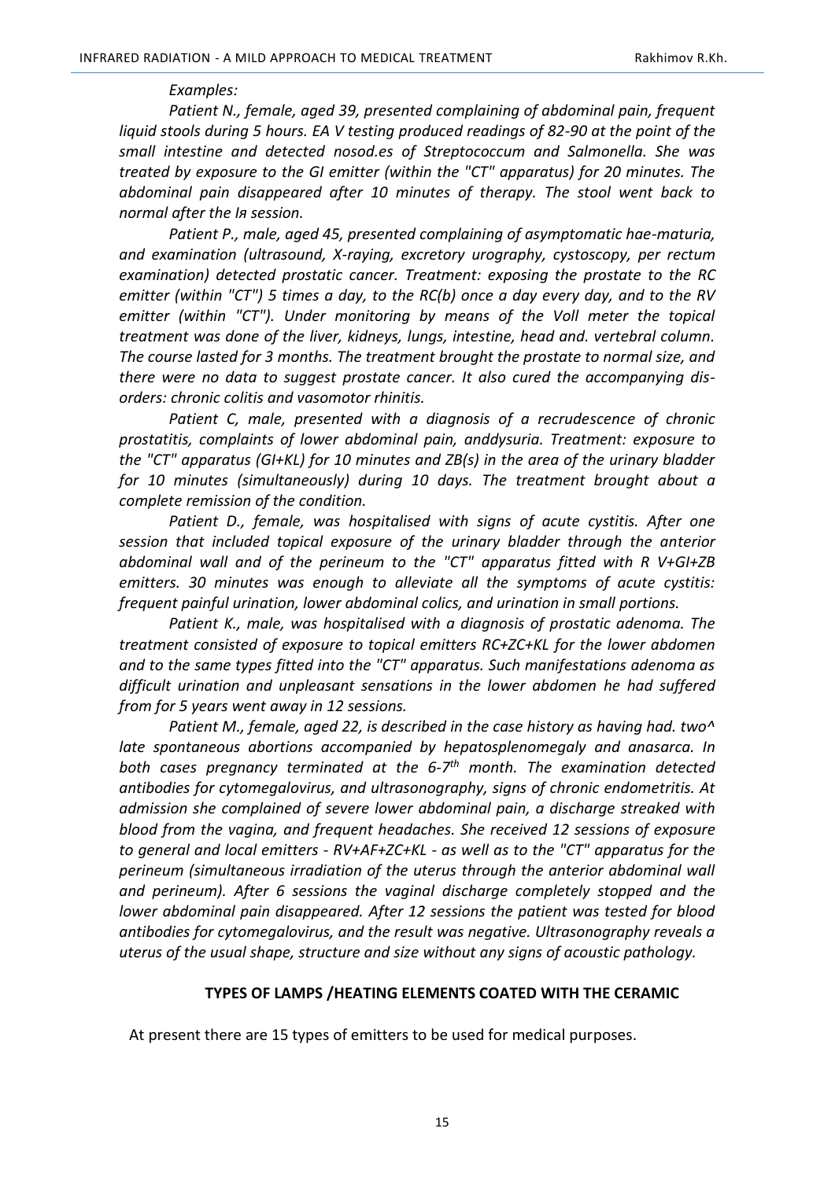*Examples:*

*Patient N., female, aged 39, presented complaining of abdominal pain, frequent liquid stools during 5 hours. EA V testing produced readings of 82-90 at the point of the small intestine and detected nosod.es of Streptococcum and Salmonella. She was treated by exposure to the GI emitter (within the "CT" apparatus) for 20 minutes. The abdominal pain disappeared after 10 minutes of therapy. The stool went back to normal after the Iя session.*

*Patient P., male, aged 45, presented complaining of asymptomatic hae-maturia, and examination (ultrasound, X-raying, excretory urography, cystoscopy, per rectum examination) detected prostatic cancer. Treatment: exposing the prostate to the RC emitter (within "CT") 5 times a day, to the RC(b) once a day every day, and to the RV emitter (within "CT"). Under monitoring by means of the Voll meter the topical treatment was done of the liver, kidneys, lungs, intestine, head and. vertebral column. The course lasted for 3 months. The treatment brought the prostate to normal size, and there were no data to suggest prostate cancer. It also cured the accompanying dis-orders: chronic colitis and vasomotor rhinitis.*

*Patient C, male, presented with a diagnosis of a recrudescence of chronic prostatitis, complaints of lower abdominal pain, anddysuria. Treatment: exposure to the "CT" apparatus (GI+KL) for 10 minutes and ZB(s) in the area of the urinary bladder for 10 minutes (simultaneously) during 10 days. The treatment brought about a complete remission of the condition.*

*Patient D., female, was hospitalised with signs of acute cystitis. After one session that included topical exposure of the urinary bladder through the anterior abdominal wall and of the perineum to the "CT" apparatus fitted with R V+GI+ZB emitters. 30 minutes was enough to alleviate all the symptoms of acute cystitis: frequent painful urination, lower abdominal colics, and urination in small portions.*

*Patient K., male, was hospitalised with a diagnosis of prostatic adenoma. The treatment consisted of exposure to topical emitters RC+ZC+KL for the lower abdomen and to the same types fitted into the "CT" apparatus. Such manifestations adenoma as difficult urination and unpleasant sensations in the lower abdomen he had suffered from for 5 years went away in 12 sessions.*

*Patient M., female, aged 22, is described in the case history as having had. two^ late spontaneous abortions accompanied by hepatosplenomegaly and anasarca. In both cases pregnancy terminated at the 6-7th month. The examination detected antibodies for cytomegalovirus, and ultrasonography, signs of chronic endometritis. At admission she complained of severe lower abdominal pain, a discharge streaked with blood from the vagina, and frequent headaches. She received 12 sessions of exposure to general and local emitters - RV+AF+ZC+KL - as well as to the "CT" apparatus for the perineum (simultaneous irradiation of the uterus through the anterior abdominal wall and perineum). After 6 sessions the vaginal discharge completely stopped and the lower abdominal pain disappeared. After 12 sessions the patient was tested for blood antibodies for cytomegalovirus, and the result was negative. Ultrasonography reveals a uterus of the usual shape, structure and size without any signs of acoustic pathology.*

## TYPES OF LAMPS /HEATING ELEMENTS COATED WITH THE CERAMIC

At present there are 15 types of emitters to be used for medical purposes.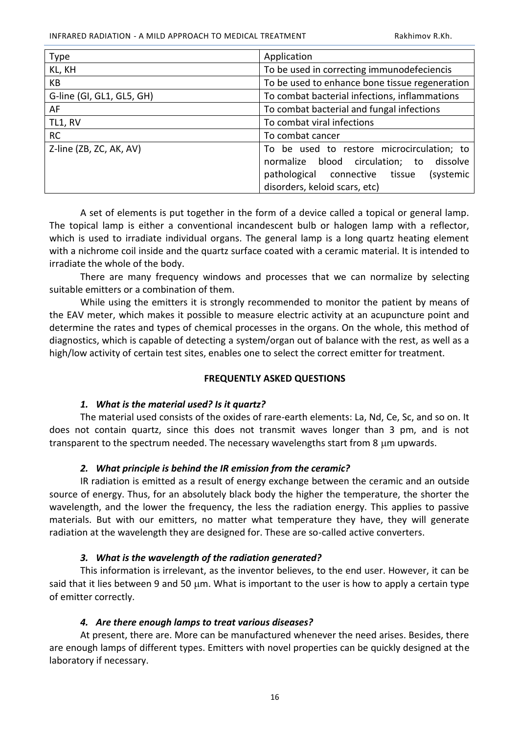| Type | Application |
| --- | --- |
| KL, KH | To be used in correcting immunodefeciencis |
| KB | To be used to enhance bone tissue regeneration |
| G-line (GI, GL1, GL5, GH) | To combat bacterial infections, inflammations |
| AF | To combat bacterial and fungal infections |
| TL1, RV | To combat viral infections |
| RC | To combat cancer |
| Z-line (ZB, ZC, AK, AV) | To be used to restore microcirculation; to normalize blood circulation; to dissolve pathological connective tissue (systemic disorders, keloid scars, etc) |

A set of elements is put together in the form of a device called a topical or general lamp. The topical lamp is either a conventional incandescent bulb or halogen lamp with a reflector, which is used to irradiate individual organs. The general lamp is a long quartz heating element with a nichrome coil inside and the quartz surface coated with a ceramic material. It is intended to irradiate the whole of the body.

There are many frequency windows and processes that we can normalize by selecting suitable emitters or a combination of them.

While using the emitters it is strongly recommended to monitor the patient by means of the EAV meter, which makes it possible to measure electric activity at an acupuncture point and determine the rates and types of chemical processes in the organs. On the whole, this method of diagnostics, which is capable of detecting a system/organ out of balance with the rest, as well as a high/low activity of certain test sites, enables one to select the correct emitter for treatment.

**FREQUENTLY ASKED QUESTIONS**

***1. What is the material used? Is it quartz?***

The material used consists of the oxides of rare-earth elements: La, Nd, Ce, Sc, and so on. It does not contain quartz, since this does not transmit waves longer than 3 pm, and is not transparent to the spectrum needed. The necessary wavelengths start from 8 μm upwards.

***2. What principle is behind the IR emission from the ceramic?***

IR radiation is emitted as a result of energy exchange between the ceramic and an outside source of energy. Thus, for an absolutely black body the higher the temperature, the shorter the wavelength, and the lower the frequency, the less the radiation energy. This applies to passive materials. But with our emitters, no matter what temperature they have, they will generate radiation at the wavelength they are designed for. These are so-called active converters.

***3. What is the wavelength of the radiation generated?***

This information is irrelevant, as the inventor believes, to the end user. However, it can be said that it lies between 9 and 50 μm. What is important to the user is how to apply a certain type of emitter correctly.

***4. Are there enough lamps to treat various diseases?***

At present, there are. More can be manufactured whenever the need arises. Besides, there are enough lamps of different types. Emitters with novel properties can be quickly designed at the laboratory if necessary.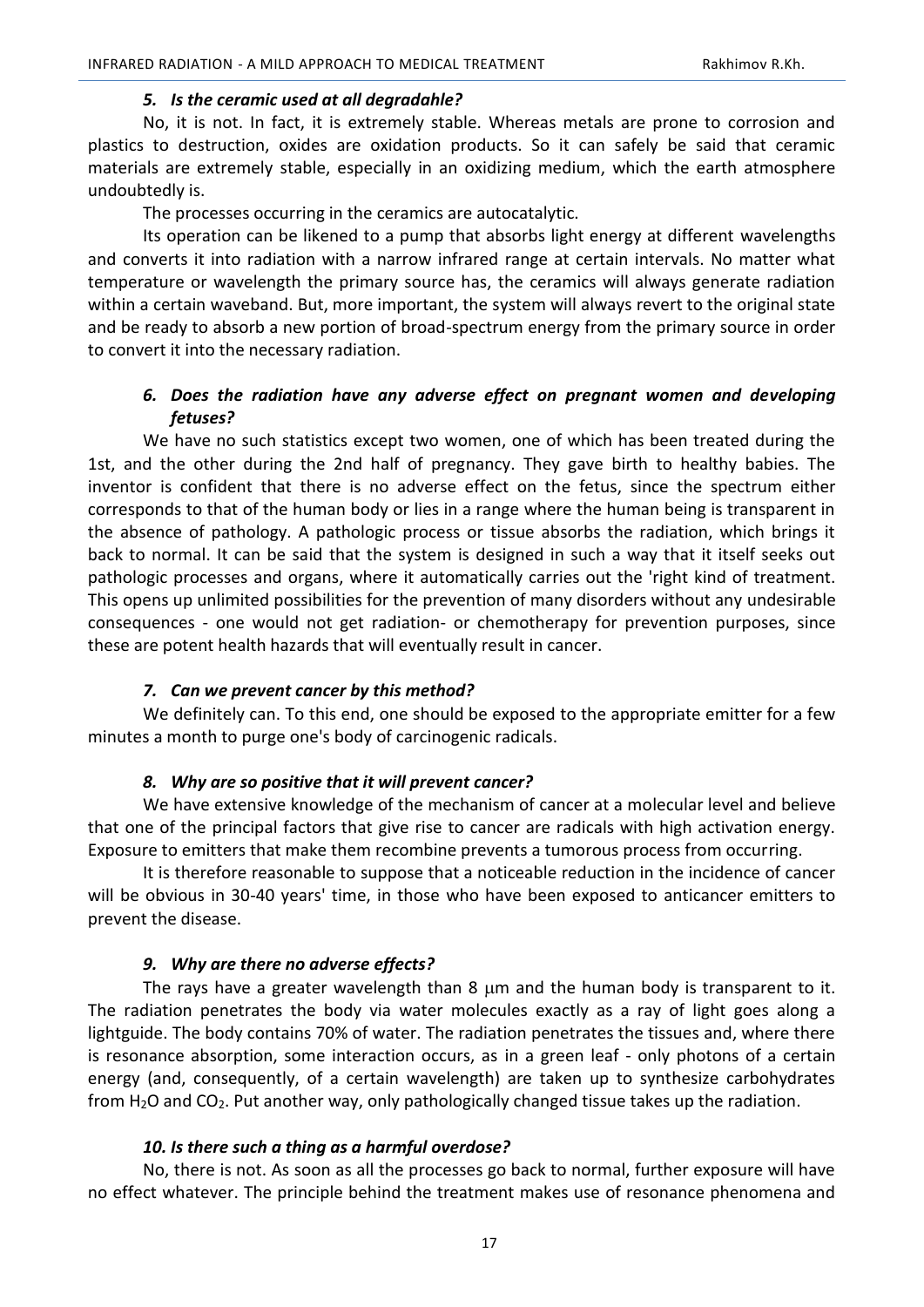### *5. Is the ceramic used at all degradahle?*

No, it is not. In fact, it is extremely stable. Whereas metals are prone to corrosion and plastics to destruction, oxides are oxidation products. So it can safely be said that ceramic materials are extremely stable, especially in an oxidizing medium, which the earth atmosphere undoubtedly is.

The processes occurring in the ceramics are autocatalytic.

Its operation can be likened to a pump that absorbs light energy at different wavelengths and converts it into radiation with a narrow infrared range at certain intervals. No matter what temperature or wavelength the primary source has, the ceramics will always generate radiation within a certain waveband. But, more important, the system will always revert to the original state and be ready to absorb a new portion of broad-spectrum energy from the primary source in order to convert it into the necessary radiation.

### *6. Does the radiation have any adverse effect on pregnant women and developing fetuses?*

We have no such statistics except two women, one of which has been treated during the 1st, and the other during the 2nd half of pregnancy. They gave birth to healthy babies. The inventor is confident that there is no adverse effect on the fetus, since the spectrum either corresponds to that of the human body or lies in a range where the human being is transparent in the absence of pathology. A pathologic process or tissue absorbs the radiation, which brings it back to normal. It can be said that the system is designed in such a way that it itself seeks out pathologic processes and organs, where it automatically carries out the 'right kind of treatment. This opens up unlimited possibilities for the prevention of many disorders without any undesirable consequences - one would not get radiation- or chemotherapy for prevention purposes, since these are potent health hazards that will eventually result in cancer.

### *7. Can we prevent cancer by this method?*

We definitely can. To this end, one should be exposed to the appropriate emitter for a few minutes a month to purge one's body of carcinogenic radicals.

### *8. Why are so positive that it will prevent cancer?*

We have extensive knowledge of the mechanism of cancer at a molecular level and believe that one of the principal factors that give rise to cancer are radicals with high activation energy. Exposure to emitters that make them recombine prevents a tumorous process from occurring.

It is therefore reasonable to suppose that a noticeable reduction in the incidence of cancer will be obvious in 30-40 years' time, in those who have been exposed to anticancer emitters to prevent the disease.

### *9. Why are there no adverse effects?*

The rays have a greater wavelength than 8 μm and the human body is transparent to it. The radiation penetrates the body via water molecules exactly as a ray of light goes along a lightguide. The body contains 70% of water. The radiation penetrates the tissues and, where there is resonance absorption, some interaction occurs, as in a green leaf - only photons of a certain energy (and, consequently, of a certain wavelength) are taken up to synthesize carbohydrates from $H_2O$ and $CO_2$. Put another way, only pathologically changed tissue takes up the radiation.

### *10. Is there such a thing as a harmful overdose?*

No, there is not. As soon as all the processes go back to normal, further exposure will have no effect whatever. The principle behind the treatment makes use of resonance phenomena and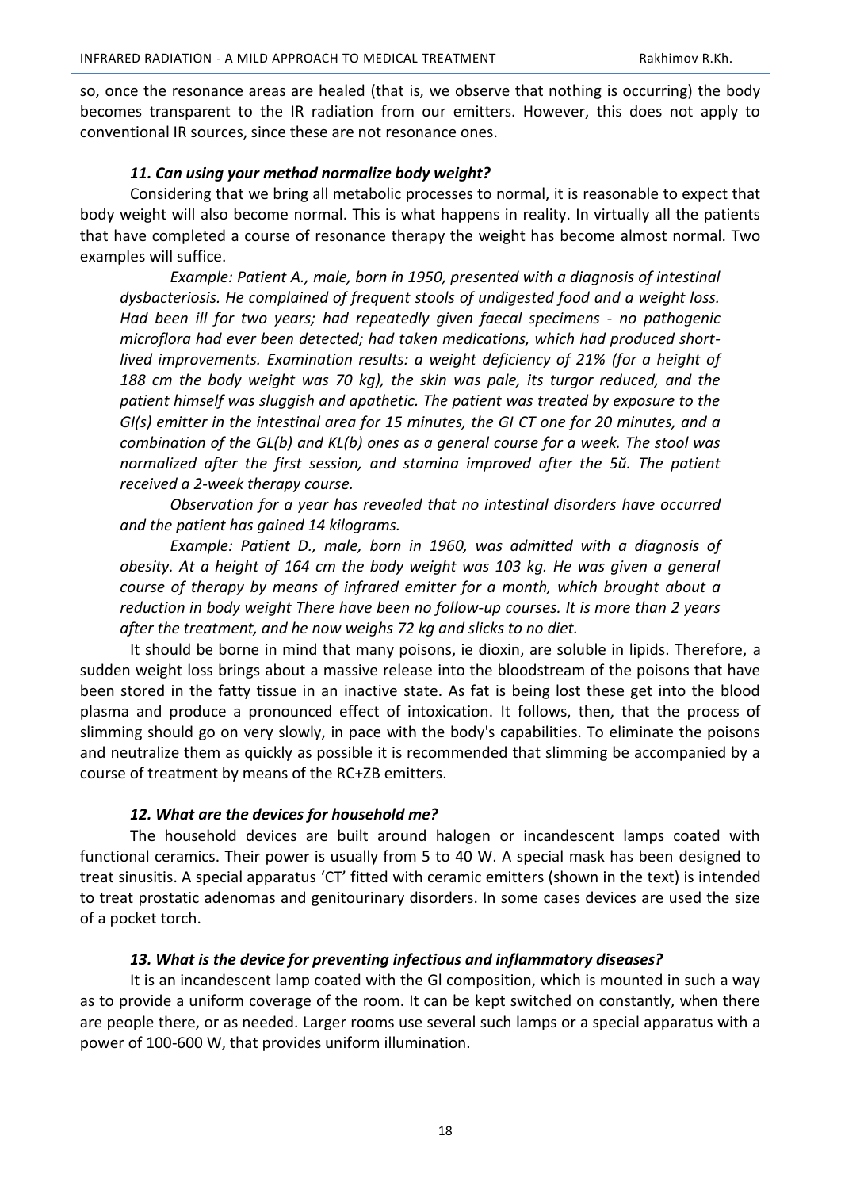so, once the resonance areas are healed (that is, we observe that nothing is occurring) the body becomes transparent to the IR radiation from our emitters. However, this does not apply to conventional IR sources, since these are not resonance ones.

### *11. Can using your method normalize body weight?*

Considering that we bring all metabolic processes to normal, it is reasonable to expect that body weight will also become normal. This is what happens in reality. In virtually all the patients that have completed a course of resonance therapy the weight has become almost normal. Two examples will suffice.

*Example: Patient A., male, born in 1950, presented with a diagnosis of intestinal dysbacteriosis. He complained of frequent stools of undigested food and a weight loss. Had been ill for two years; had repeatedly given faecal specimens - no pathogenic microflora had ever been detected; had taken medications, which had produced short-lived improvements. Examination results: a weight deficiency of 21% (for a height of 188 cm the body weight was 70 kg), the skin was pale, its turgor reduced, and the patient himself was sluggish and apathetic. The patient was treated by exposure to the GI(s) emitter in the intestinal area for 15 minutes, the GI CT one for 20 minutes, and a combination of the GL(b) and KL(b) ones as a general course for a week. The stool was normalized after the first session, and stamina improved after the 5й. The patient received a 2-week therapy course.*

*Observation for a year has revealed that no intestinal disorders have occurred and the patient has gained 14 kilograms.*

*Example: Patient D., male, born in 1960, was admitted with a diagnosis of obesity. At a height of 164 cm the body weight was 103 kg. He was given a general course of therapy by means of infrared emitter for a month, which brought about a reduction in body weight There have been no follow-up courses. It is more than 2 years after the treatment, and he now weighs 72 kg and slicks to no diet.*

It should be borne in mind that many poisons, ie dioxin, are soluble in lipids. Therefore, a sudden weight loss brings about a massive release into the bloodstream of the poisons that have been stored in the fatty tissue in an inactive state. As fat is being lost these get into the blood plasma and produce a pronounced effect of intoxication. It follows, then, that the process of slimming should go on very slowly, in pace with the body's capabilities. To eliminate the poisons and neutralize them as quickly as possible it is recommended that slimming be accompanied by a course of treatment by means of the RC+ZB emitters.

### *12. What are the devices for household me?*

The household devices are built around halogen or incandescent lamps coated with functional ceramics. Their power is usually from 5 to 40 W. A special mask has been designed to treat sinusitis. A special apparatus 'CT' fitted with ceramic emitters (shown in the text) is intended to treat prostatic adenomas and genitourinary disorders. In some cases devices are used the size of a pocket torch.

### *13. What is the device for preventing infectious and inflammatory diseases?*

It is an incandescent lamp coated with the Gl composition, which is mounted in such a way as to provide a uniform coverage of the room. It can be kept switched on constantly, when there are people there, or as needed. Larger rooms use several such lamps or a special apparatus with a power of 100-600 W, that provides uniform illumination.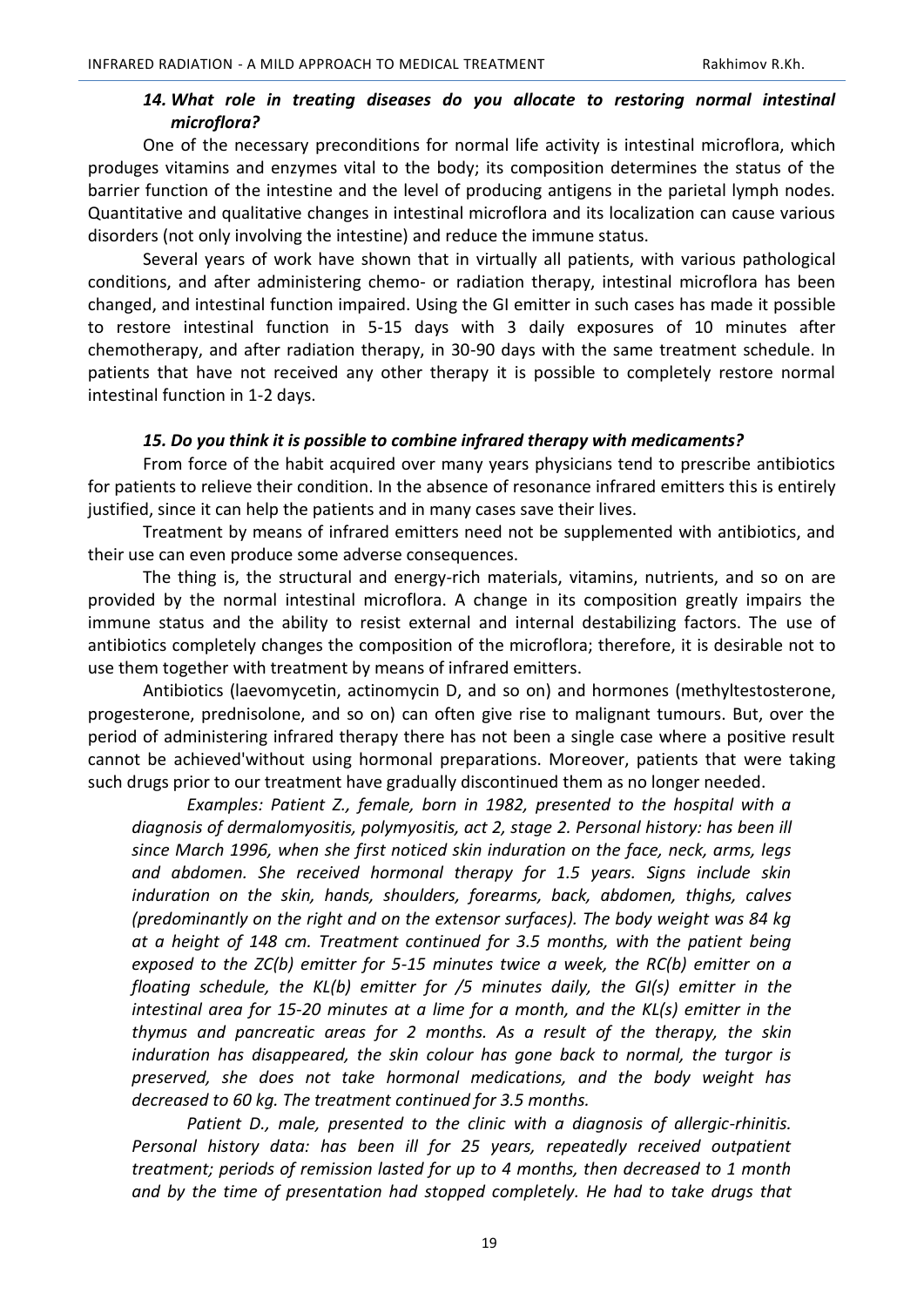### *14. What role in treating diseases do you allocate to restoring normal intestinal microflora?*

One of the necessary preconditions for normal life activity is intestinal microflora, which produges vitamins and enzymes vital to the body; its composition determines the status of the barrier function of the intestine and the level of producing antigens in the parietal lymph nodes. Quantitative and qualitative changes in intestinal microflora and its localization can cause various disorders (not only involving the intestine) and reduce the immune status.

Several years of work have shown that in virtually all patients, with various pathological conditions, and after administering chemo- or radiation therapy, intestinal microflora has been changed, and intestinal function impaired. Using the GI emitter in such cases has made it possible to restore intestinal function in 5-15 days with 3 daily exposures of 10 minutes after chemotherapy, and after radiation therapy, in 30-90 days with the same treatment schedule. In patients that have not received any other therapy it is possible to completely restore normal intestinal function in 1-2 days.

### *15. Do you think it is possible to combine infrared therapy with medicaments?*

From force of the habit acquired over many years physicians tend to prescribe antibiotics for patients to relieve their condition. In the absence of resonance infrared emitters this is entirely justified, since it can help the patients and in many cases save their lives.

Treatment by means of infrared emitters need not be supplemented with antibiotics, and their use can even produce some adverse consequences.

The thing is, the structural and energy-rich materials, vitamins, nutrients, and so on are provided by the normal intestinal microflora. A change in its composition greatly impairs the immune status and the ability to resist external and internal destabilizing factors. The use of antibiotics completely changes the composition of the microflora; therefore, it is desirable not to use them together with treatment by means of infrared emitters.

Antibiotics (laevomycetin, actinomycin D, and so on) and hormones (methyltestosterone, progesterone, prednisolone, and so on) can often give rise to malignant tumours. But, over the period of administering infrared therapy there has not been a single case where a positive result cannot be achieved'without using hormonal preparations. Moreover, patients that were taking such drugs prior to our treatment have gradually discontinued them as no longer needed.

*Examples: Patient Z., female, born in 1982, presented to the hospital with a diagnosis of dermalomyositis, polymyositis, act 2, stage 2. Personal history: has been ill since March 1996, when she first noticed skin induration on the face, neck, arms, legs and abdomen. She received hormonal therapy for 1.5 years. Signs include skin induration on the skin, hands, shoulders, forearms, back, abdomen, thighs, calves (predominantly on the right and on the extensor surfaces). The body weight was 84 kg at a height of 148 cm. Treatment continued for 3.5 months, with the patient being exposed to the ZC(b) emitter for 5-15 minutes twice a week, the RC(b) emitter on a floating schedule, the KL(b) emitter for /5 minutes daily, the GI(s) emitter in the intestinal area for 15-20 minutes at a lime for a month, and the KL(s) emitter in the thymus and pancreatic areas for 2 months. As a result of the therapy, the skin induration has disappeared, the skin colour has gone back to normal, the turgor is preserved, she does not take hormonal medications, and the body weight has decreased to 60 kg. The treatment continued for 3.5 months.*

*Patient D., male, presented to the clinic with a diagnosis of allergic-rhinitis. Personal history data: has been ill for 25 years, repeatedly received outpatient treatment; periods of remission lasted for up to 4 months, then decreased to 1 month and by the time of presentation had stopped completely. He had to take drugs that*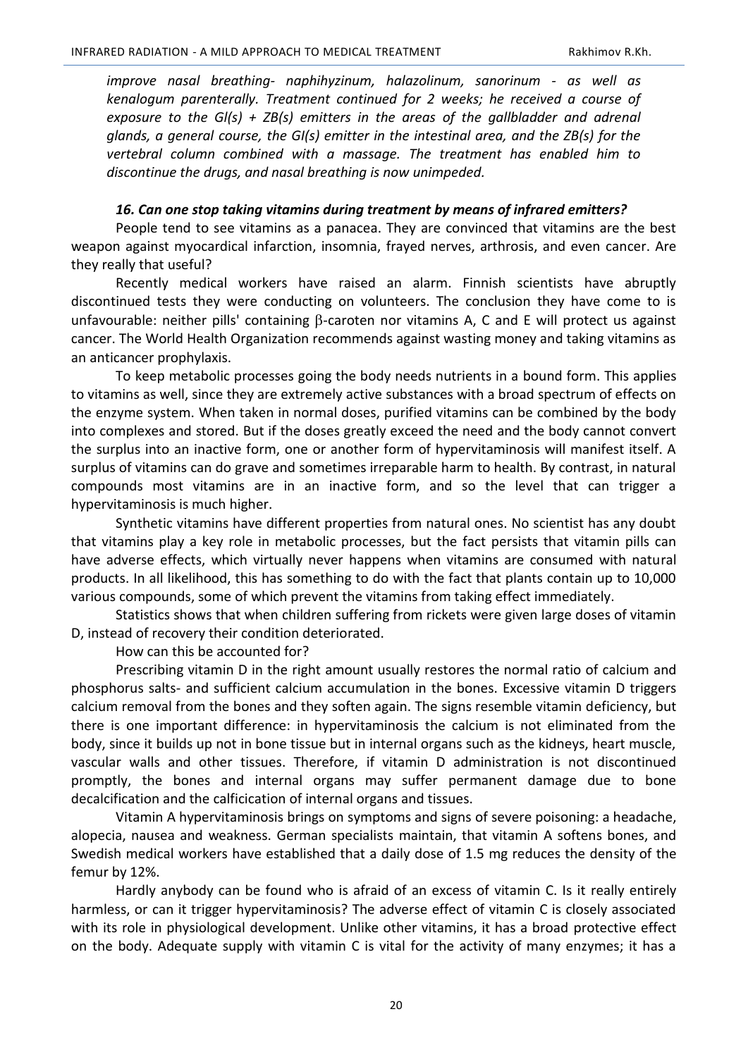*improve nasal breathing- naphihyzinum, halazolinum, sanorinum - as well as kenalogum parenterally. Treatment continued for 2 weeks; he received a course of exposure to the Gl(s) + ZB(s) emitters in the areas of the gallbladder and adrenal glands, a general course, the GI(s) emitter in the intestinal area, and the ZB(s) for the vertebral column combined with a massage. The treatment has enabled him to discontinue the drugs, and nasal breathing is now unimpeded.*

### *16. Can one stop taking vitamins during treatment by means of infrared emitters?*

People tend to see vitamins as a panacea. They are convinced that vitamins are the best weapon against myocardical infarction, insomnia, frayed nerves, arthrosis, and even cancer. Are they really that useful?

Recently medical workers have raised an alarm. Finnish scientists have abruptly discontinued tests they were conducting on volunteers. The conclusion they have come to is unfavourable: neither pills' containing β-caroten nor vitamins A, C and E will protect us against cancer. The World Health Organization recommends against wasting money and taking vitamins as an anticancer prophylaxis.

To keep metabolic processes going the body needs nutrients in a bound form. This applies to vitamins as well, since they are extremely active substances with a broad spectrum of effects on the enzyme system. When taken in normal doses, purified vitamins can be combined by the body into complexes and stored. But if the doses greatly exceed the need and the body cannot convert the surplus into an inactive form, one or another form of hypervitaminosis will manifest itself. A surplus of vitamins can do grave and sometimes irreparable harm to health. By contrast, in natural compounds most vitamins are in an inactive form, and so the level that can trigger a hypervitaminosis is much higher.

Synthetic vitamins have different properties from natural ones. No scientist has any doubt that vitamins play a key role in metabolic processes, but the fact persists that vitamin pills can have adverse effects, which virtually never happens when vitamins are consumed with natural products. In all likelihood, this has something to do with the fact that plants contain up to 10,000 various compounds, some of which prevent the vitamins from taking effect immediately.

Statistics shows that when children suffering from rickets were given large doses of vitamin D, instead of recovery their condition deteriorated.

How can this be accounted for?

Prescribing vitamin D in the right amount usually restores the normal ratio of calcium and phosphorus salts- and sufficient calcium accumulation in the bones. Excessive vitamin D triggers calcium removal from the bones and they soften again. The signs resemble vitamin deficiency, but there is one important difference: in hypervitaminosis the calcium is not eliminated from the body, since it builds up not in bone tissue but in internal organs such as the kidneys, heart muscle, vascular walls and other tissues. Therefore, if vitamin D administration is not discontinued promptly, the bones and internal organs may suffer permanent damage due to bone decalcification and the calficication of internal organs and tissues.

Vitamin A hypervitaminosis brings on symptoms and signs of severe poisoning: a headache, alopecia, nausea and weakness. German specialists maintain, that vitamin A softens bones, and Swedish medical workers have established that a daily dose of 1.5 mg reduces the density of the femur by 12%.

Hardly anybody can be found who is afraid of an excess of vitamin C. Is it really entirely harmless, or can it trigger hypervitaminosis? The adverse effect of vitamin C is closely associated with its role in physiological development. Unlike other vitamins, it has a broad protective effect on the body. Adequate supply with vitamin C is vital for the activity of many enzymes; it has a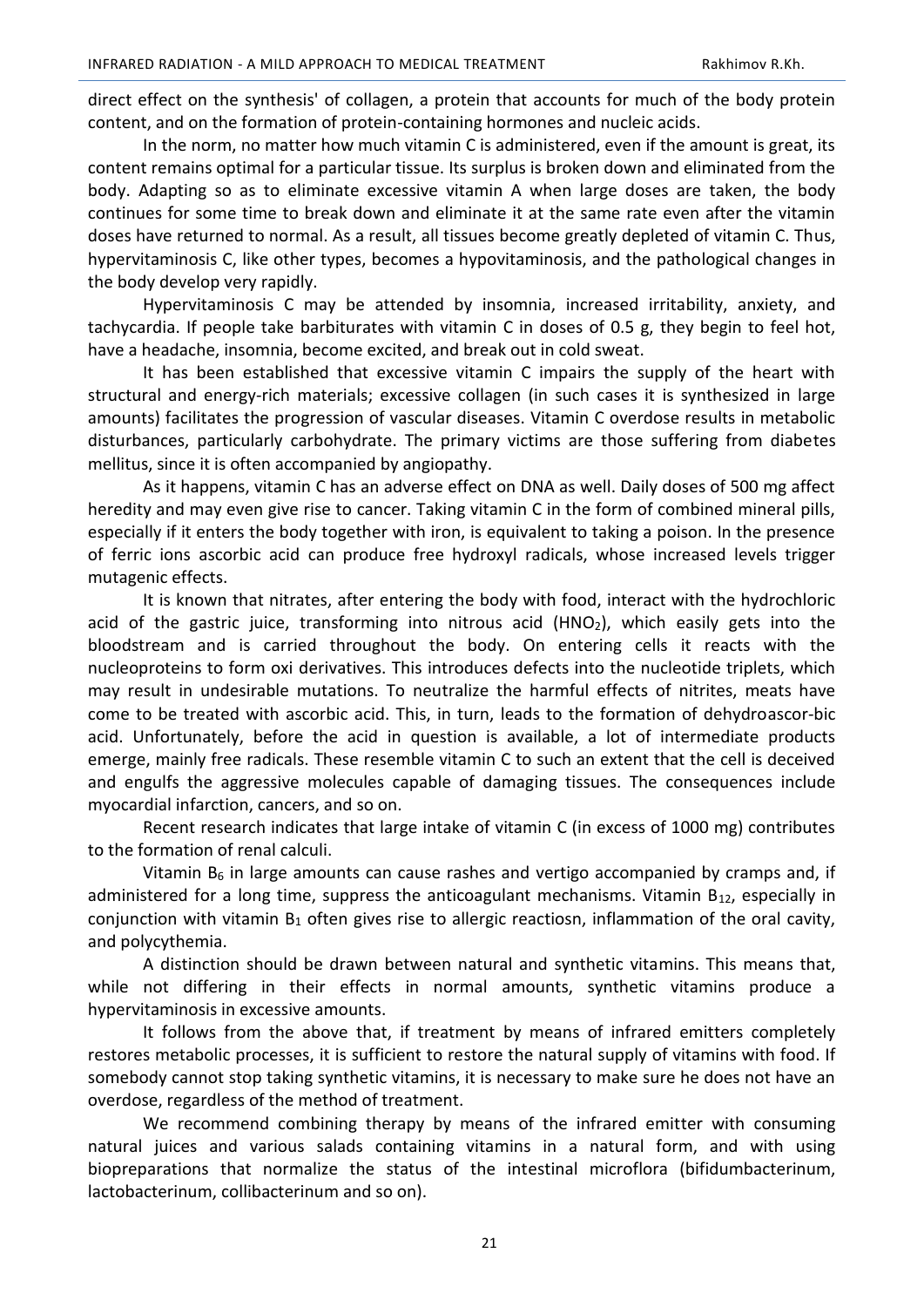direct effect on the synthesis' of collagen, a protein that accounts for much of the body protein content, and on the formation of protein-containing hormones and nucleic acids.

In the norm, no matter how much vitamin C is administered, even if the amount is great, its content remains optimal for a particular tissue. Its surplus is broken down and eliminated from the body. Adapting so as to eliminate excessive vitamin A when large doses are taken, the body continues for some time to break down and eliminate it at the same rate even after the vitamin doses have returned to normal. As a result, all tissues become greatly depleted of vitamin C. Thus, hypervitaminosis C, like other types, becomes a hypovitaminosis, and the pathological changes in the body develop very rapidly.

Hypervitaminosis C may be attended by insomnia, increased irritability, anxiety, and tachycardia. If people take barbiturates with vitamin C in doses of 0.5 g, they begin to feel hot, have a headache, insomnia, become excited, and break out in cold sweat.

It has been established that excessive vitamin C impairs the supply of the heart with structural and energy-rich materials; excessive collagen (in such cases it is synthesized in large amounts) facilitates the progression of vascular diseases. Vitamin C overdose results in metabolic disturbances, particularly carbohydrate. The primary victims are those suffering from diabetes mellitus, since it is often accompanied by angiopathy.

As it happens, vitamin C has an adverse effect on DNA as well. Daily doses of 500 mg affect heredity and may even give rise to cancer. Taking vitamin C in the form of combined mineral pills, especially if it enters the body together with iron, is equivalent to taking a poison. In the presence of ferric ions ascorbic acid can produce free hydroxyl radicals, whose increased levels trigger mutagenic effects.

It is known that nitrates, after entering the body with food, interact with the hydrochloric acid of the gastric juice, transforming into nitrous acid ($HNO_2$), which easily gets into the bloodstream and is carried throughout the body. On entering cells it reacts with the nucleoproteins to form oxi derivatives. This introduces defects into the nucleotide triplets, which may result in undesirable mutations. To neutralize the harmful effects of nitrites, meats have come to be treated with ascorbic acid. This, in turn, leads to the formation of dehydroascor-bic acid. Unfortunately, before the acid in question is available, a lot of intermediate products emerge, mainly free radicals. These resemble vitamin C to such an extent that the cell is deceived and engulfs the aggressive molecules capable of damaging tissues. The consequences include myocardial infarction, cancers, and so on.

Recent research indicates that large intake of vitamin C (in excess of 1000 mg) contributes to the formation of renal calculi.

Vitamin $B_6$ in large amounts can cause rashes and vertigo accompanied by cramps and, if administered for a long time, suppress the anticoagulant mechanisms. Vitamin $B_{12}$, especially in conjunction with vitamin $B_1$ often gives rise to allergic reactiosn, inflammation of the oral cavity, and polycythemia.

A distinction should be drawn between natural and synthetic vitamins. This means that, while not differing in their effects in normal amounts, synthetic vitamins produce a hypervitaminosis in excessive amounts.

It follows from the above that, if treatment by means of infrared emitters completely restores metabolic processes, it is sufficient to restore the natural supply of vitamins with food. If somebody cannot stop taking synthetic vitamins, it is necessary to make sure he does not have an overdose, regardless of the method of treatment.

We recommend combining therapy by means of the infrared emitter with consuming natural juices and various salads containing vitamins in a natural form, and with using biopreparations that normalize the status of the intestinal microflora (bifidumbacterinum, lactobacterinum, collibacterinum and so on).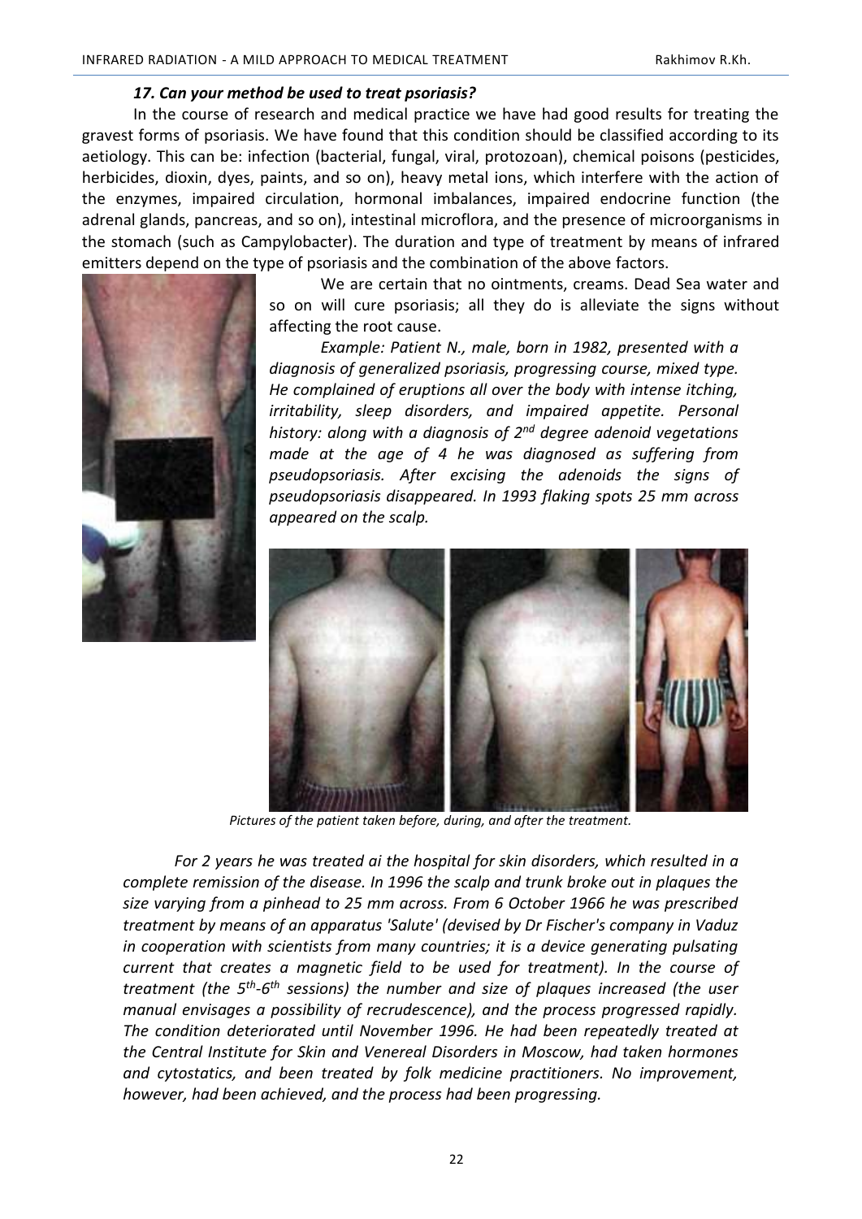### *17. Can your method be used to treat psoriasis?*

In the course of research and medical practice we have had good results for treating the gravest forms of psoriasis. We have found that this condition should be classified according to its aetiology. This can be: infection (bacterial, fungal, viral, protozoan), chemical poisons (pesticides, herbicides, dioxin, dyes, paints, and so on), heavy metal ions, which interfere with the action of the enzymes, impaired circulation, hormonal imbalances, impaired endocrine function (the adrenal glands, pancreas, and so on), intestinal microflora, and the presence of microorganisms in the stomach (such as Campylobacter). The duration and type of treatment by means of infrared emitters depend on the type of psoriasis and the combination of the above factors.

We are certain that no ointments, creams. Dead Sea water and so on will cure psoriasis; all they do is alleviate the signs without affecting the root cause.

*Example: Patient N., male, born in 1982, presented with a diagnosis of generalized psoriasis, progressing course, mixed type. He complained of eruptions all over the body with intense itching, irritability, sleep disorders, and impaired appetite. Personal history: along with a diagnosis of 2nd degree adenoid vegetations made at the age of 4 he was diagnosed as suffering from pseudopsoriasis. After excising the adenoids the signs of pseudopsoriasis disappeared. In 1993 flaking spots 25 mm across appeared on the scalp.*

*Pictures of the patient taken before, during, and after the treatment.*

*For 2 years he was treated ai the hospital for skin disorders, which resulted in a complete remission of the disease. In 1996 the scalp and trunk broke out in plaques the size varying from a pinhead to 25 mm across. From 6 October 1966 he was prescribed treatment by means of an apparatus 'Salute' (devised by Dr Fischer's company in Vaduz in cooperation with scientists from many countries; it is a device generating pulsating current that creates a magnetic field to be used for treatment). In the course of treatment (the 5th-6th sessions) the number and size of plaques increased (the user manual envisages a possibility of recrudescence), and the process progressed rapidly. The condition deteriorated until November 1996. He had been repeatedly treated at the Central Institute for Skin and Venereal Disorders in Moscow, had taken hormones and cytostatics, and been treated by folk medicine practitioners. No improvement, however, had been achieved, and the process had been progressing.*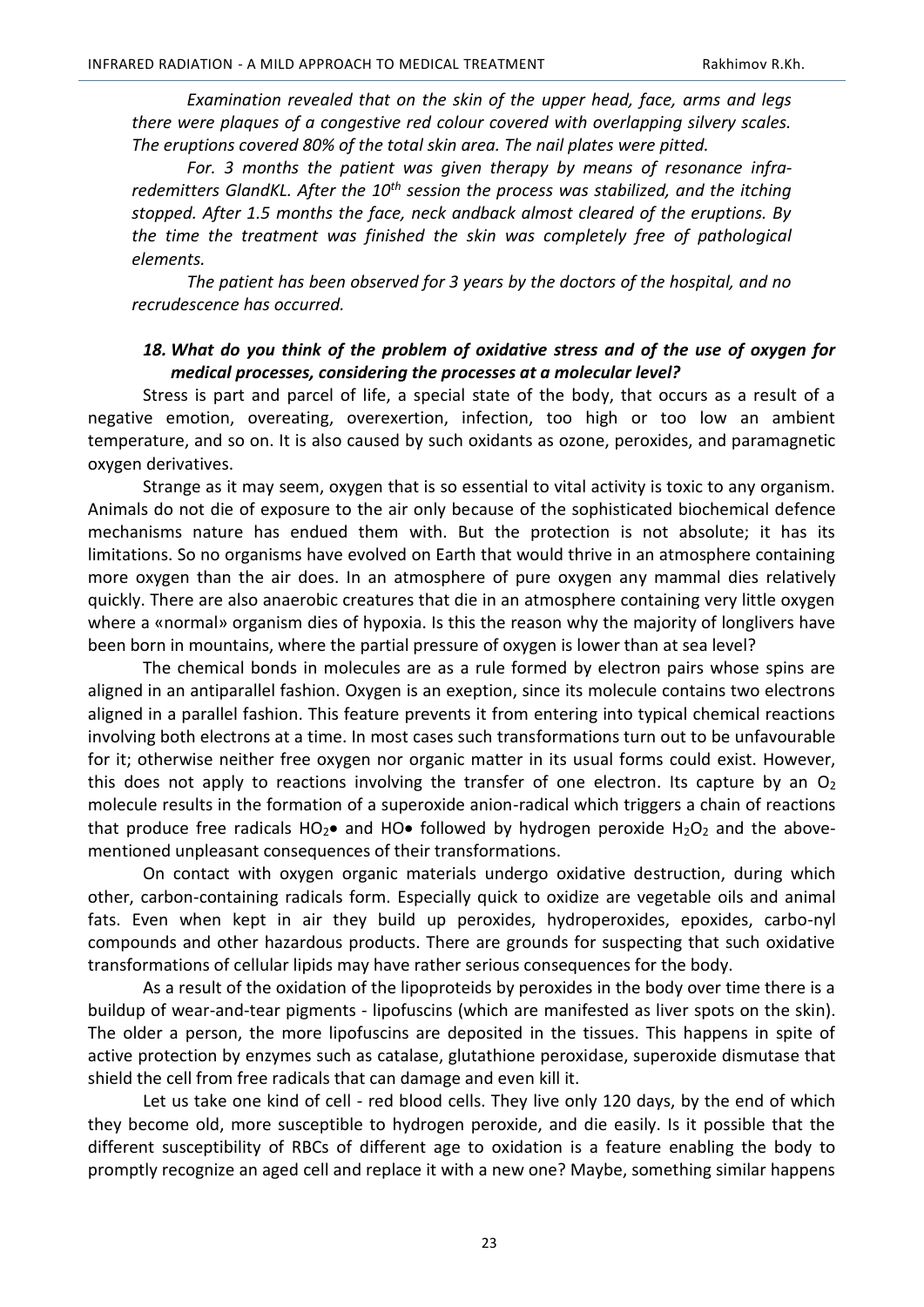*Examination revealed that on the skin of the upper head, face, arms and legs there were plaques of a congestive red colour covered with overlapping silvery scales. The eruptions covered 80% of the total skin area. The nail plates were pitted.*

*For. 3 months the patient was given therapy by means of resonance infra-redemitters GlandKL. After the 10th session the process was stabilized, and the itching stopped. After 1.5 months the face, neck andback almost cleared of the eruptions. By the time the treatment was finished the skin was completely free of pathological elements.*

*The patient has been observed for 3 years by the doctors of the hospital, and no recrudescence has occurred.*

### *18. What do you think of the problem of oxidative stress and of the use of oxygen for medical processes, considering the processes at a molecular level?*

Stress is part and parcel of life, a special state of the body, that occurs as a result of a negative emotion, overeating, overexertion, infection, too high or too low an ambient temperature, and so on. It is also caused by such oxidants as ozone, peroxides, and paramagnetic oxygen derivatives.

Strange as it may seem, oxygen that is so essential to vital activity is toxic to any organism. Animals do not die of exposure to the air only because of the sophisticated biochemical defence mechanisms nature has endued them with. But the protection is not absolute; it has its limitations. So no organisms have evolved on Earth that would thrive in an atmosphere containing more oxygen than the air does. In an atmosphere of pure oxygen any mammal dies relatively quickly. There are also anaerobic creatures that die in an atmosphere containing very little oxygen where a «normal» organism dies of hypoxia. Is this the reason why the majority of longlivers have been born in mountains, where the partial pressure of oxygen is lower than at sea level?

The chemical bonds in molecules are as a rule formed by electron pairs whose spins are aligned in an antiparallel fashion. Oxygen is an exeption, since its molecule contains two electrons aligned in a parallel fashion. This feature prevents it from entering into typical chemical reactions involving both electrons at a time. In most cases such transformations turn out to be unfavourable for it; otherwise neither free oxygen nor organic matter in its usual forms could exist. However, this does not apply to reactions involving the transfer of one electron. Its capture by an $O_2$ molecule results in the formation of a superoxide anion-radical which triggers a chain of reactions that produce free radicals $HO_2\bullet$ and $HO\bullet$ followed by hydrogen peroxide $H_2O_2$ and the above-mentioned unpleasant consequences of their transformations.

On contact with oxygen organic materials undergo oxidative destruction, during which other, carbon-containing radicals form. Especially quick to oxidize are vegetable oils and animal fats. Even when kept in air they build up peroxides, hydroperoxides, epoxides, carbo-nyl compounds and other hazardous products. There are grounds for suspecting that such oxidative transformations of cellular lipids may have rather serious consequences for the body.

As a result of the oxidation of the lipoproteids by peroxides in the body over time there is a buildup of wear-and-tear pigments - lipofuscins (which are manifested as liver spots on the skin). The older a person, the more lipofuscins are deposited in the tissues. This happens in spite of active protection by enzymes such as catalase, glutathione peroxidase, superoxide dismutase that shield the cell from free radicals that can damage and even kill it.

Let us take one kind of cell - red blood cells. They live only 120 days, by the end of which they become old, more susceptible to hydrogen peroxide, and die easily. Is it possible that the different susceptibility of RBCs of different age to oxidation is a feature enabling the body to promptly recognize an aged cell and replace it with a new one? Maybe, something similar happens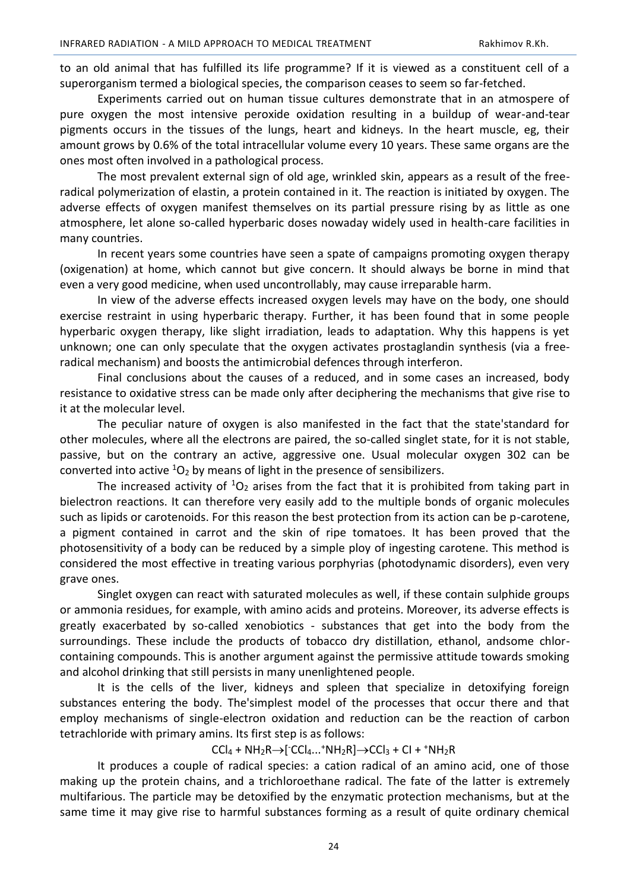to an old animal that has fulfilled its life programme? If it is viewed as a constituent cell of a superorganism termed a biological species, the comparison ceases to seem so far-fetched.

Experiments carried out on human tissue cultures demonstrate that in an atmospere of pure oxygen the most intensive peroxide oxidation resulting in a buildup of wear-and-tear pigments occurs in the tissues of the lungs, heart and kidneys. In the heart muscle, eg, their amount grows by 0.6% of the total intracellular volume every 10 years. These same organs are the ones most often involved in a pathological process.

The most prevalent external sign of old age, wrinkled skin, appears as a result of the free-radical polymerization of elastin, a protein contained in it. The reaction is initiated by oxygen. The adverse effects of oxygen manifest themselves on its partial pressure rising by as little as one atmosphere, let alone so-called hyperbaric doses nowaday widely used in health-care facilities in many countries.

In recent years some countries have seen a spate of campaigns promoting oxygen therapy (oxigenation) at home, which cannot but give concern. It should always be borne in mind that even a very good medicine, when used uncontrollably, may cause irreparable harm.

In view of the adverse effects increased oxygen levels may have on the body, one should exercise restraint in using hyperbaric therapy. Further, it has been found that in some people hyperbaric oxygen therapy, like slight irradiation, leads to adaptation. Why this happens is yet unknown; one can only speculate that the oxygen activates prostaglandin synthesis (via a free-radical mechanism) and boosts the antimicrobial defences through interferon.

Final conclusions about the causes of a reduced, and in some cases an increased, body resistance to oxidative stress can be made only after deciphering the mechanisms that give rise to it at the molecular level.

The peculiar nature of oxygen is also manifested in the fact that the state'standard for other molecules, where all the electrons are paired, the so-called singlet state, for it is not stable, passive, but on the contrary an active, aggressive one. Usual molecular oxygen 3O2 can be converted into active $^1O_2$ by means of light in the presence of sensibilizers.

The increased activity of $^1O_2$ arises from the fact that it is prohibited from taking part in bielectron reactions. It can therefore very easily add to the multiple bonds of organic molecules such as lipids or carotenoids. For this reason the best protection from its action can be p-carotene, a pigment contained in carrot and the skin of ripe tomatoes. It has been proved that the photosensitivity of a body can be reduced by a simple ploy of ingesting carotene. This method is considered the most effective in treating various porphyrias (photodynamic disorders), even very grave ones.

Singlet oxygen can react with saturated molecules as well, if these contain sulphide groups or ammonia residues, for example, with amino acids and proteins. Moreover, its adverse effects is greatly exacerbated by so-called xenobiotics - substances that get into the body from the surroundings. These include the products of tobacco dry distillation, ethanol, andsome chlor-containing compounds. This is another argument against the permissive attitude towards smoking and alcohol drinking that still persists in many unenlightened people.

It is the cells of the liver, kidneys and spleen that specialize in detoxifying foreign substances entering the body. The'simplest model of the processes that occur there and that employ mechanisms of single-electron oxidation and reduction can be the reaction of carbon tetrachloride with primary amins. Its first step is as follows:

$$CCl_4 + NH_2R \rightarrow [^-CCl_4 ... ^+NH_2R] \rightarrow CCl_3 + Cl + ^+NH_2R$$

It produces a couple of radical species: a cation radical of an amino acid, one of those making up the protein chains, and a trichloroethane radical. The fate of the latter is extremely multifarious. The particle may be detoxified by the enzymatic protection mechanisms, but at the same time it may give rise to harmful substances forming as a result of quite ordinary chemical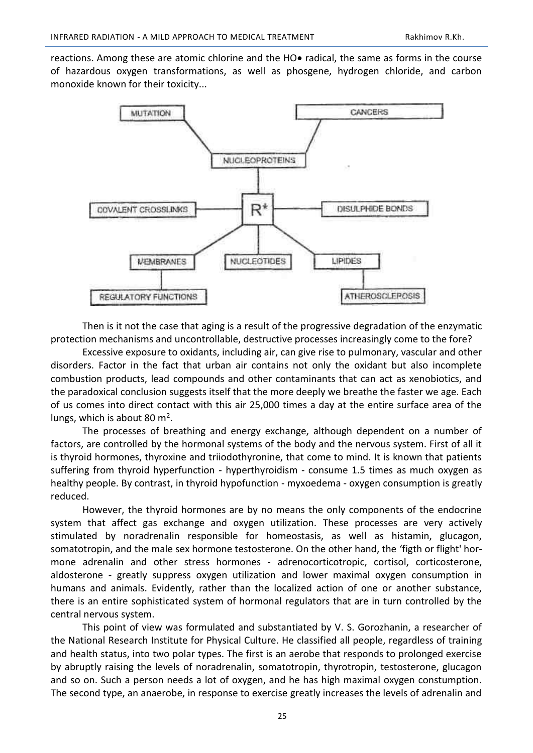reactions. Among these are atomic chlorine and the HO• radical, the same as forms in the course of hazardous oxygen transformations, as well as phosgene, hydrogen chloride, and carbon monoxide known for their toxicity...

Then is it not the case that aging is a result of the progressive degradation of the enzymatic protection mechanisms and uncontrollable, destructive processes increasingly come to the fore?

Excessive exposure to oxidants, including air, can give rise to pulmonary, vascular and other disorders. Factor in the fact that urban air contains not only the oxidant but also incomplete combustion products, lead compounds and other contaminants that can act as xenobiotics, and the paradoxical conclusion suggests itself that the more deeply we breathe the faster we age. Each of us comes into direct contact with this air 25,000 times a day at the entire surface area of the lungs, which is about 80 $m^2$.

The processes of breathing and energy exchange, although dependent on a number of factors, are controlled by the hormonal systems of the body and the nervous system. First of all it is thyroid hormones, thyroxine and triiodothyronine, that come to mind. It is known that patients suffering from thyroid hyperfunction - hyperthyroidism - consume 1.5 times as much oxygen as healthy people. By contrast, in thyroid hypofunction - myxoedema - oxygen consumption is greatly reduced.

However, the thyroid hormones are by no means the only components of the endocrine system that affect gas exchange and oxygen utilization. These processes are very actively stimulated by noradrenalin responsible for homeostasis, as well as histamin, glucagon, somatotropin, and the male sex hormone testosterone. On the other hand, the 'figth or flight' hormone adrenalin and other stress hormones - adrenocorticotropic, cortisol, corticosterone, aldosterone - greatly suppress oxygen utilization and lower maximal oxygen consumption in humans and animals. Evidently, rather than the localized action of one or another substance, there is an entire sophisticated system of hormonal regulators that are in turn controlled by the central nervous system.

This point of view was formulated and substantiated by V. S. Gorozhanin, a researcher of the National Research Institute for Physical Culture. He classified all people, regardless of training and health status, into two polar types. The first is an aerobe that responds to prolonged exercise by abruptly raising the levels of noradrenalin, somatotropin, thyrotropin, testosterone, glucagon and so on. Such a person needs a lot of oxygen, and he has high maximal oxygen constumption. The second type, an anaerobe, in response to exercise greatly increases the levels of adrenalin and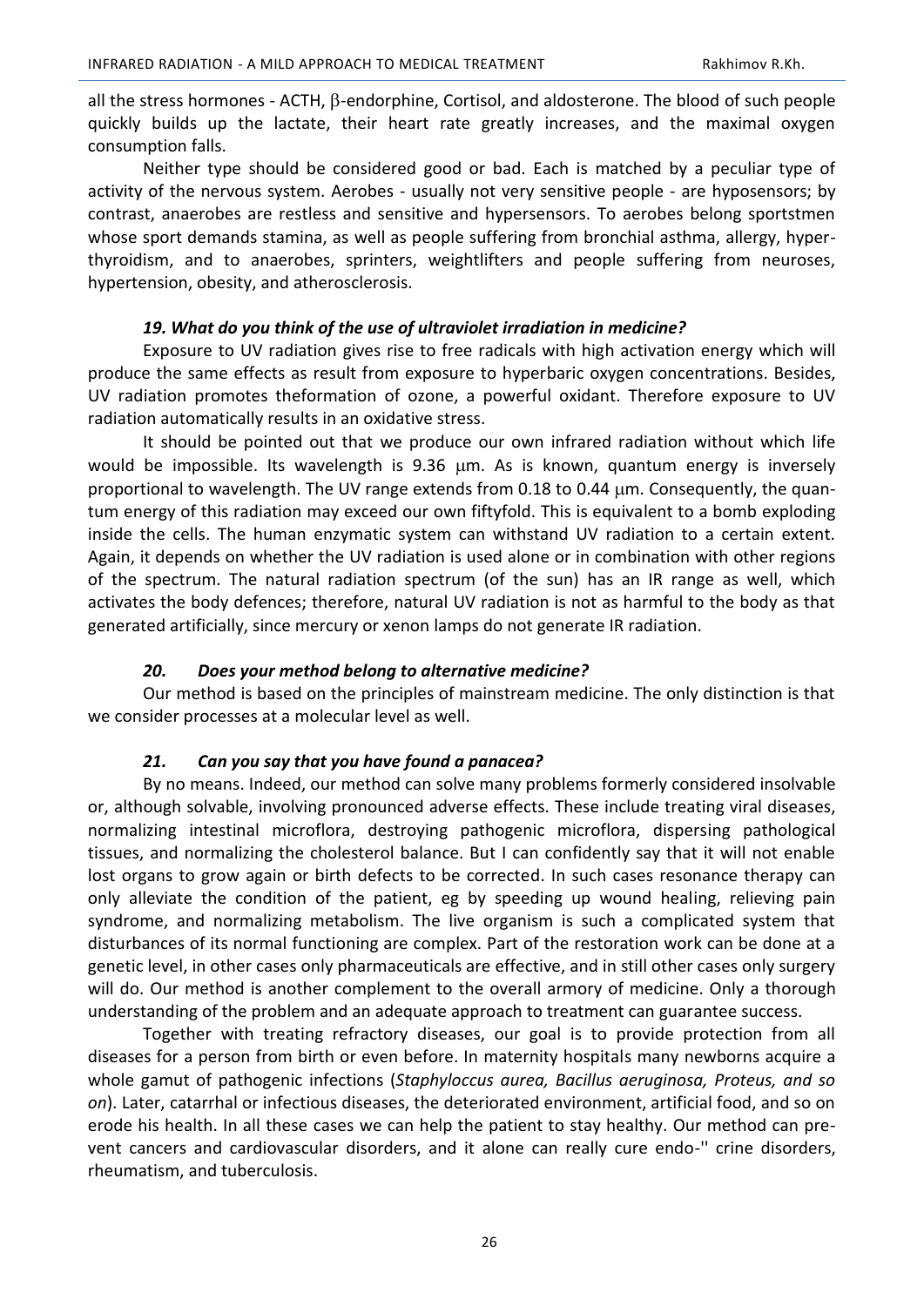all the stress hormones - ACTH, β-endorphine, Cortisol, and aldosterone. The blood of such people quickly builds up the lactate, their heart rate greatly increases, and the maximal oxygen consumption falls.

Neither type should be considered good or bad. Each is matched by a peculiar type of activity of the nervous system. Aerobes - usually not very sensitive people - are hyposensors; by contrast, anaerobes are restless and sensitive and hypersensors. To aerobes belong sportstmen whose sport demands stamina, as well as people suffering from bronchial asthma, allergy, hyperthyroidism, and to anaerobes, sprinters, weightlifters and people suffering from neuroses, hypertension, obesity, and atherosclerosis.

### *19. What do you think of the use of ultraviolet irradiation in medicine?*

Exposure to UV radiation gives rise to free radicals with high activation energy which will produce the same effects as result from exposure to hyperbaric oxygen concentrations. Besides, UV radiation promotes theformation of ozone, a powerful oxidant. Therefore exposure to UV radiation automatically results in an oxidative stress.

It should be pointed out that we produce our own infrared radiation without which life would be impossible. Its wavelength is 9.36 μm. As is known, quantum energy is inversely proportional to wavelength. The UV range extends from 0.18 to 0.44 μm. Consequently, the quantum energy of this radiation may exceed our own fiftyfold. This is equivalent to a bomb exploding inside the cells. The human enzymatic system can withstand UV radiation to a certain extent. Again, it depends on whether the UV radiation is used alone or in combination with other regions of the spectrum. The natural radiation spectrum (of the sun) has an IR range as well, which activates the body defences; therefore, natural UV radiation is not as harmful to the body as that generated artificially, since mercury or xenon lamps do not generate IR radiation.

### *20. Does your method belong to alternative medicine?*

Our method is based on the principles of mainstream medicine. The only distinction is that we consider processes at a molecular level as well.

### *21. Can you say that you have found a panacea?*

By no means. Indeed, our method can solve many problems formerly considered insolvable or, although solvable, involving pronounced adverse effects. These include treating viral diseases, normalizing intestinal microflora, destroying pathogenic microflora, dispersing pathological tissues, and normalizing the cholesterol balance. But I can confidently say that it will not enable lost organs to grow again or birth defects to be corrected. In such cases resonance therapy can only alleviate the condition of the patient, eg by speeding up wound healing, relieving pain syndrome, and normalizing metabolism. The live organism is such a complicated system that disturbances of its normal functioning are complex. Part of the restoration work can be done at a genetic level, in other cases only pharmaceuticals are effective, and in still other cases only surgery will do. Our method is another complement to the overall armory of medicine. Only a thorough understanding of the problem and an adequate approach to treatment can guarantee success.

Together with treating refractory diseases, our goal is to provide protection from all diseases for a person from birth or even before. In maternity hospitals many newborns acquire a whole gamut of pathogenic infections (*Staphyloccus aurea, Bacillus aeruginosa, Proteus, and so on*). Later, catarrhal or infectious diseases, the deteriorated environment, artificial food, and so on erode his health. In all these cases we can help the patient to stay healthy. Our method can prevent cancers and cardiovascular disorders, and it alone can really cure endo-'' crine disorders, rheumatism, and tuberculosis.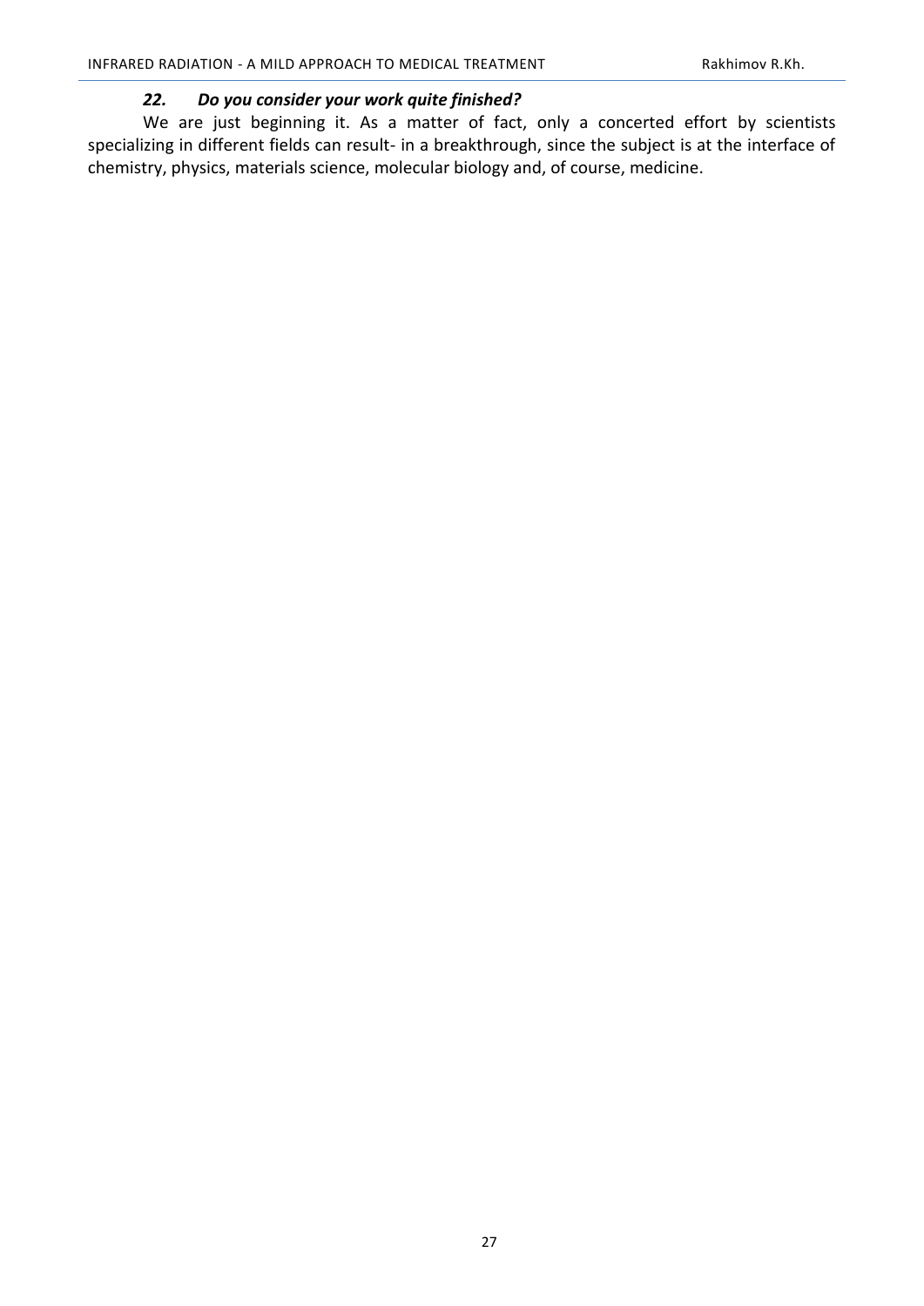### *22. Do you consider your work quite finished?*

We are just beginning it. As a matter of fact, only a concerted effort by scientists specializing in different fields can result- in a breakthrough, since the subject is at the interface of chemistry, physics, materials science, molecular biology and, of course, medicine.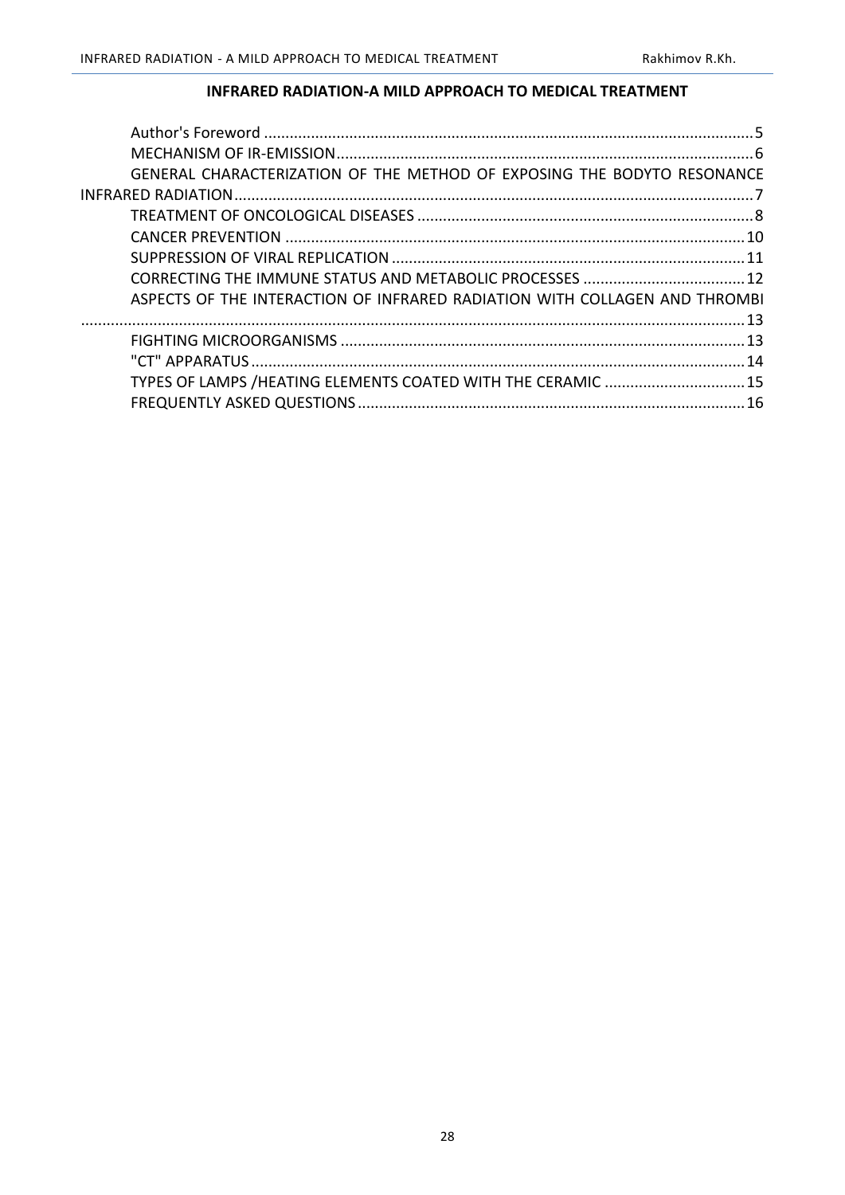# INFRARED RADIATION-A MILD APPROACH TO MEDICAL TREATMENT

Author's Foreword .......... 5

MECHANISM OF IR-EMISSION .......... 6

GENERAL CHARACTERIZATION OF THE METHOD OF EXPOSING THE BODYTO RESONANCE INFRARED RADIATION .......... 7

TREATMENT OF ONCOLOGICAL DISEASES .......... 8

CANCER PREVENTION .......... 10

SUPPRESSION OF VIRAL REPLICATION .......... 11

CORRECTING THE IMMUNE STATUS AND METABOLIC PROCESSES .......... 12

ASPECTS OF THE INTERACTION OF INFRARED RADIATION WITH COLLAGEN AND THROMBI .......... 13

FIGHTING MICROORGANISMS .......... 13

"CT" APPARATUS .......... 14

TYPES OF LAMPS /HEATING ELEMENTS COATED WITH THE CERAMIC .......... 15

FREQUENTLY ASKED QUESTIONS .......... 16